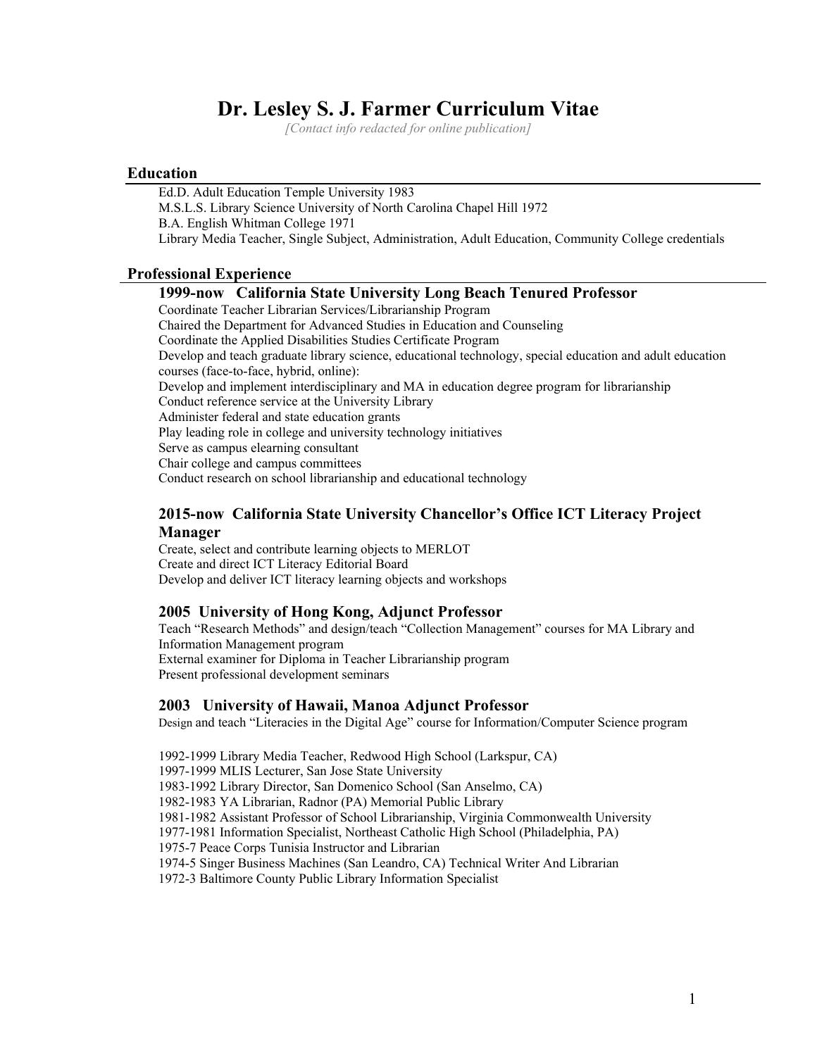# Dr. Lesley S. J. Farmer Curriculum Vitae

*[Contact info redacted for online publication]*

## Education

Ed.D. Adult Education Temple University 1983
M.S.L.S. Library Science University of North Carolina Chapel Hill 1972
B.A. English Whitman College 1971
Library Media Teacher, Single Subject, Administration, Adult Education, Community College credentials

## Professional Experience

### 1999-now California State University Long Beach Tenured Professor

Coordinate Teacher Librarian Services/Librarianship Program
Chaired the Department for Advanced Studies in Education and Counseling
Coordinate the Applied Disabilities Studies Certificate Program
Develop and teach graduate library science, educational technology, special education and adult education courses (face-to-face, hybrid, online):
Develop and implement interdisciplinary and MA in education degree program for librarianship
Conduct reference service at the University Library
Administer federal and state education grants
Play leading role in college and university technology initiatives
Serve as campus elearning consultant
Chair college and campus committees
Conduct research on school librarianship and educational technology

### 2015-now California State University Chancellor's Office ICT Literacy Project Manager

Create, select and contribute learning objects to MERLOT
Create and direct ICT Literacy Editorial Board
Develop and deliver ICT literacy learning objects and workshops

### 2005 University of Hong Kong, Adjunct Professor

Teach "Research Methods" and design/teach "Collection Management" courses for MA Library and Information Management program
External examiner for Diploma in Teacher Librarianship program
Present professional development seminars

### 2003 University of Hawaii, Manoa Adjunct Professor

Design and teach "Literacies in the Digital Age" course for Information/Computer Science program

1992-1999 Library Media Teacher, Redwood High School (Larkspur, CA)
1997-1999 MLIS Lecturer, San Jose State University
1983-1992 Library Director, San Domenico School (San Anselmo, CA)
1982-1983 YA Librarian, Radnor (PA) Memorial Public Library
1981-1982 Assistant Professor of School Librarianship, Virginia Commonwealth University
1977-1981 Information Specialist, Northeast Catholic High School (Philadelphia, PA)
1975-7 Peace Corps Tunisia Instructor and Librarian
1974-5 Singer Business Machines (San Leandro, CA) Technical Writer And Librarian
1972-3 Baltimore County Public Library Information Specialist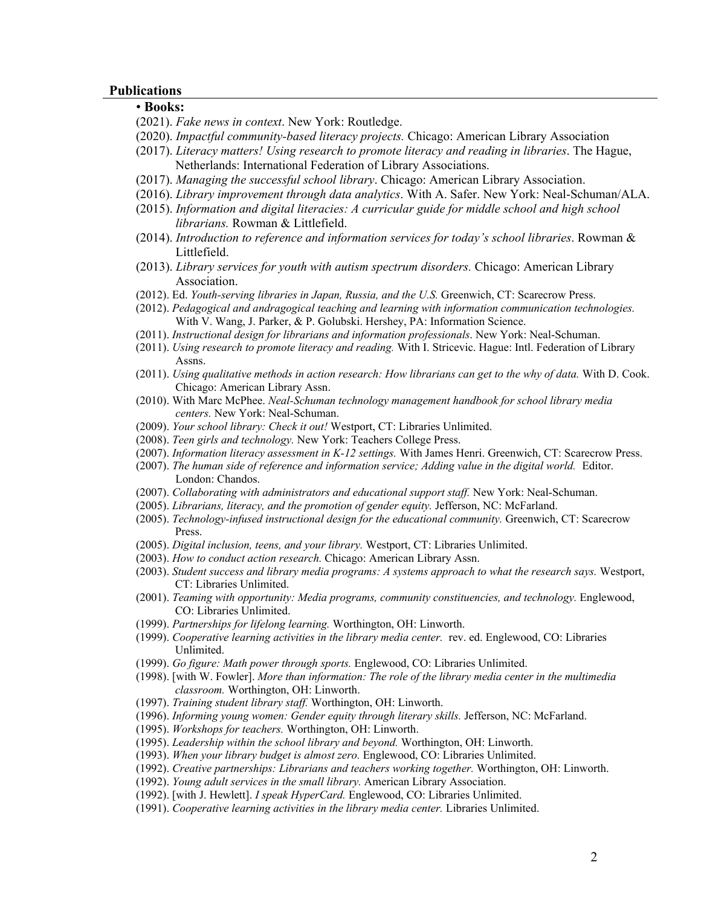## Publications

- **Books:**

(2021). *Fake news in context*. New York: Routledge.

(2020). *Impactful community-based literacy projects.* Chicago: American Library Association

(2017). *Literacy matters! Using research to promote literacy and reading in libraries*. The Hague, Netherlands: International Federation of Library Associations.

(2017). *Managing the successful school library*. Chicago: American Library Association.

(2016). *Library improvement through data analytics*. With A. Safer. New York: Neal-Schuman/ALA.

(2015). *Information and digital literacies: A curricular guide for middle school and high school librarians.* Rowman & Littlefield.

(2014). *Introduction to reference and information services for today's school libraries*. Rowman & Littlefield.

(2013). *Library services for youth with autism spectrum disorders.* Chicago: American Library Association.

(2012). Ed. *Youth-serving libraries in Japan, Russia, and the U.S.* Greenwich, CT: Scarecrow Press.

(2012). *Pedagogical and andragogical teaching and learning with information communication technologies.* With V. Wang, J. Parker, & P. Golubski. Hershey, PA: Information Science.

(2011). *Instructional design for librarians and information professionals*. New York: Neal-Schuman.

(2011). *Using research to promote literacy and reading.* With I. Stricevic. Hague: Intl. Federation of Library Assns.

(2011). *Using qualitative methods in action research: How librarians can get to the why of data.* With D. Cook. Chicago: American Library Assn.

(2010). With Marc McPhee. *Neal-Schuman technology management handbook for school library media centers.* New York: Neal-Schuman.

(2009). *Your school library: Check it out!* Westport, CT: Libraries Unlimited.

(2008). *Teen girls and technology.* New York: Teachers College Press.

(2007). *Information literacy assessment in K-12 settings.* With James Henri. Greenwich, CT: Scarecrow Press.

(2007). *The human side of reference and information service; Adding value in the digital world.* Editor. London: Chandos.

(2007). *Collaborating with administrators and educational support staff.* New York: Neal-Schuman.

(2005). *Librarians, literacy, and the promotion of gender equity.* Jefferson, NC: McFarland.

(2005). *Technology-infused instructional design for the educational community.* Greenwich, CT: Scarecrow Press.

(2005). *Digital inclusion, teens, and your library.* Westport, CT: Libraries Unlimited.

(2003). *How to conduct action research.* Chicago: American Library Assn.

(2003). *Student success and library media programs: A systems approach to what the research says.* Westport, CT: Libraries Unlimited.

(2001). *Teaming with opportunity: Media programs, community constituencies, and technology.* Englewood, CO: Libraries Unlimited.

(1999). *Partnerships for lifelong learning.* Worthington, OH: Linworth.

(1999). *Cooperative learning activities in the library media center.* rev. ed. Englewood, CO: Libraries Unlimited.

(1999). *Go figure: Math power through sports.* Englewood, CO: Libraries Unlimited.

(1998). [with W. Fowler]. *More than information: The role of the library media center in the multimedia classroom.* Worthington, OH: Linworth.

(1997). *Training student library staff.* Worthington, OH: Linworth.

(1996). *Informing young women: Gender equity through literary skills.* Jefferson, NC: McFarland.

(1995). *Workshops for teachers.* Worthington, OH: Linworth.

(1995). *Leadership within the school library and beyond.* Worthington, OH: Linworth.

(1993). *When your library budget is almost zero.* Englewood, CO: Libraries Unlimited.

(1992). *Creative partnerships: Librarians and teachers working together.* Worthington, OH: Linworth.

(1992). *Young adult services in the small library.* American Library Association.

(1992). [with J. Hewlett]. *I speak HyperCard.* Englewood, CO: Libraries Unlimited.

(1991). *Cooperative learning activities in the library media center.* Libraries Unlimited.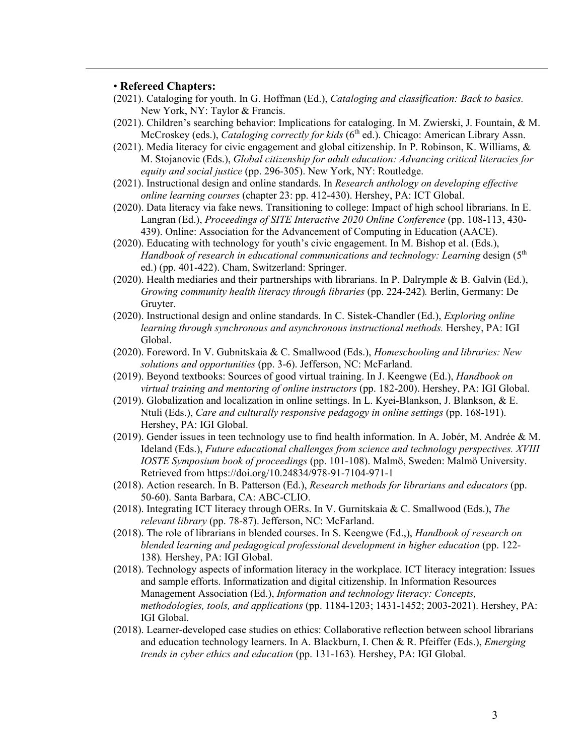- **Refereed Chapters:**

(2021). Cataloging for youth. In G. Hoffman (Ed.), *Cataloging and classification: Back to basics.* New York, NY: Taylor & Francis.

(2021). Children's searching behavior: Implications for cataloging. In M. Zwierski, J. Fountain, & M. McCroskey (eds.), *Cataloging correctly for kids* (6th ed.). Chicago: American Library Assn.

(2021). Media literacy for civic engagement and global citizenship. In P. Robinson, K. Williams, & M. Stojanovic (Eds.), *Global citizenship for adult education: Advancing critical literacies for equity and social justice* (pp. 296-305). New York, NY: Routledge.

(2021). Instructional design and online standards. In *Research anthology on developing effective online learning courses* (chapter 23: pp. 412-430). Hershey, PA: ICT Global.

(2020). Data literacy via fake news. Transitioning to college: Impact of high school librarians. In E. Langran (Ed.), *Proceedings of SITE Interactive 2020 Online Conference* (pp. 108-113, 430-439). Online: Association for the Advancement of Computing in Education (AACE).

(2020). Educating with technology for youth's civic engagement. In M. Bishop et al. (Eds.), *Handbook of research in educational communications and technology: Learning* design (5th ed.) (pp. 401-422). Cham, Switzerland: Springer.

(2020). Health mediaries and their partnerships with librarians. In P. Dalrymple & B. Galvin (Ed.), *Growing community health literacy through libraries* (pp. 224-242)*.* Berlin, Germany: De Gruyter.

(2020). Instructional design and online standards. In C. Sistek-Chandler (Ed.), *Exploring online learning through synchronous and asynchronous instructional methods.* Hershey, PA: IGI Global.

(2020). Foreword. In V. Gubnitskaia & C. Smallwood (Eds.), *Homeschooling and libraries: New solutions and opportunities* (pp. 3-6). Jefferson, NC: McFarland.

(2019). Beyond textbooks: Sources of good virtual training. In J. Keengwe (Ed.), *Handbook on virtual training and mentoring of online instructors* (pp. 182-200). Hershey, PA: IGI Global.

(2019). Globalization and localization in online settings. In L. Kyei-Blankson, J. Blankson, & E. Ntuli (Eds.), *Care and culturally responsive pedagogy in online settings* (pp. 168-191). Hershey, PA: IGI Global.

(2019). Gender issues in teen technology use to find health information. In A. Jobér, M. Andrée & M. Ideland (Eds.), *Future educational challenges from science and technology perspectives. XVIII IOSTE Symposium book of proceedings* (pp. 101-108). Malmö, Sweden: Malmö University. Retrieved from https://doi.org/10.24834/978-91-7104-971-1

(2018). Action research. In B. Patterson (Ed.), *Research methods for librarians and educators* (pp. 50-60). Santa Barbara, CA: ABC-CLIO.

(2018). Integrating ICT literacy through OERs. In V. Gurnitskaia & C. Smallwood (Eds.), *The relevant library* (pp. 78-87). Jefferson, NC: McFarland.

(2018). The role of librarians in blended courses. In S. Keengwe (Ed.,), *Handbook of research on blended learning and pedagogical professional development in higher education* (pp. 122-138)*.* Hershey, PA: IGI Global.

(2018). Technology aspects of information literacy in the workplace. ICT literacy integration: Issues and sample efforts. Informatization and digital citizenship. In Information Resources Management Association (Ed.), *Information and technology literacy: Concepts, methodologies, tools, and applications* (pp. 1184-1203; 1431-1452; 2003-2021). Hershey, PA: IGI Global.

(2018). Learner-developed case studies on ethics: Collaborative reflection between school librarians and education technology learners. In A. Blackburn, I. Chen & R. Pfeiffer (Eds.), *Emerging trends in cyber ethics and education* (pp. 131-163)*.* Hershey, PA: IGI Global.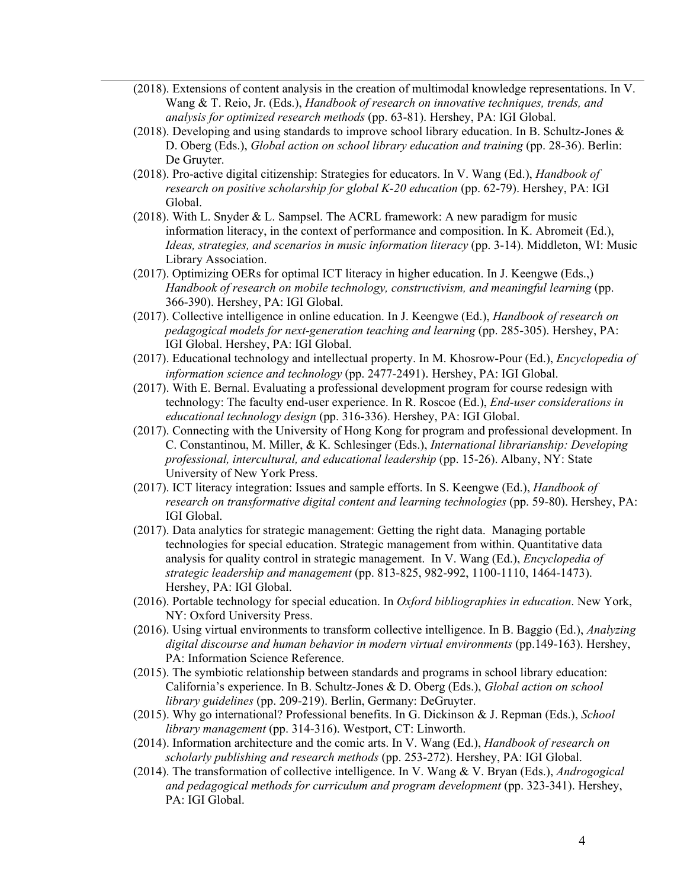- (2018). Extensions of content analysis in the creation of multimodal knowledge representations. In V. Wang & T. Reio, Jr. (Eds.), *Handbook of research on innovative techniques, trends, and analysis for optimized research methods* (pp. 63-81). Hershey, PA: IGI Global.
- (2018). Developing and using standards to improve school library education. In B. Schultz-Jones & D. Oberg (Eds.), *Global action on school library education and training* (pp. 28-36). Berlin: De Gruyter.
- (2018). Pro-active digital citizenship: Strategies for educators. In V. Wang (Ed.), *Handbook of research on positive scholarship for global K-20 education* (pp. 62-79). Hershey, PA: IGI Global.
- (2018). With L. Snyder & L. Sampsel. The ACRL framework: A new paradigm for music information literacy, in the context of performance and composition. In K. Abromeit (Ed.), *Ideas, strategies, and scenarios in music information literacy* (pp. 3-14). Middleton, WI: Music Library Association.
- (2017). Optimizing OERs for optimal ICT literacy in higher education. In J. Keengwe (Eds.,) *Handbook of research on mobile technology, constructivism, and meaningful learning* (pp. 366-390). Hershey, PA: IGI Global.
- (2017). Collective intelligence in online education. In J. Keengwe (Ed.), *Handbook of research on pedagogical models for next-generation teaching and learning* (pp. 285-305). Hershey, PA: IGI Global. Hershey, PA: IGI Global.
- (2017). Educational technology and intellectual property. In M. Khosrow-Pour (Ed.), *Encyclopedia of information science and technology* (pp. 2477-2491). Hershey, PA: IGI Global.
- (2017). With E. Bernal. Evaluating a professional development program for course redesign with technology: The faculty end-user experience. In R. Roscoe (Ed.), *End-user considerations in educational technology design* (pp. 316-336). Hershey, PA: IGI Global.
- (2017). Connecting with the University of Hong Kong for program and professional development. In C. Constantinou, M. Miller, & K. Schlesinger (Eds.), *International librarianship: Developing professional, intercultural, and educational leadership* (pp. 15-26). Albany, NY: State University of New York Press.
- (2017). ICT literacy integration: Issues and sample efforts. In S. Keengwe (Ed.), *Handbook of research on transformative digital content and learning technologies* (pp. 59-80). Hershey, PA: IGI Global.
- (2017). Data analytics for strategic management: Getting the right data. Managing portable technologies for special education. Strategic management from within. Quantitative data analysis for quality control in strategic management. In V. Wang (Ed.), *Encyclopedia of strategic leadership and management* (pp. 813-825, 982-992, 1100-1110, 1464-1473). Hershey, PA: IGI Global.
- (2016). Portable technology for special education. In *Oxford bibliographies in education*. New York, NY: Oxford University Press.
- (2016). Using virtual environments to transform collective intelligence. In B. Baggio (Ed.), *Analyzing digital discourse and human behavior in modern virtual environments* (pp.149-163). Hershey, PA: Information Science Reference.
- (2015). The symbiotic relationship between standards and programs in school library education: California's experience. In B. Schultz-Jones & D. Oberg (Eds.), *Global action on school library guidelines* (pp. 209-219). Berlin, Germany: DeGruyter.
- (2015). Why go international? Professional benefits. In G. Dickinson & J. Repman (Eds.), *School library management* (pp. 314-316). Westport, CT: Linworth.
- (2014). Information architecture and the comic arts. In V. Wang (Ed.), *Handbook of research on scholarly publishing and research methods* (pp. 253-272). Hershey, PA: IGI Global.
- (2014). The transformation of collective intelligence. In V. Wang & V. Bryan (Eds.), *Androgogical and pedagogical methods for curriculum and program development* (pp. 323-341). Hershey, PA: IGI Global.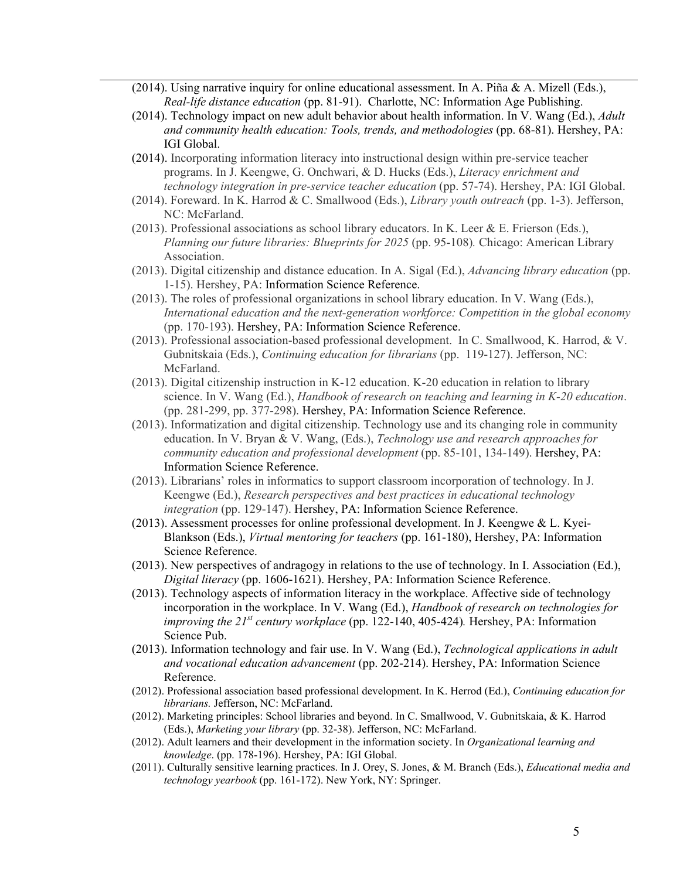(2014). Using narrative inquiry for online educational assessment. In A. Piña & A. Mizell (Eds.), *Real-life distance education* (pp. 81-91). Charlotte, NC: Information Age Publishing.

(2014). Technology impact on new adult behavior about health information. In V. Wang (Ed.), *Adult and community health education: Tools, trends, and methodologies* (pp. 68-81). Hershey, PA: IGI Global.

(2014). Incorporating information literacy into instructional design within pre-service teacher programs. In J. Keengwe, G. Onchwari, & D. Hucks (Eds.), *Literacy enrichment and technology integration in pre-service teacher education* (pp. 57-74). Hershey, PA: IGI Global.

(2014). Foreward. In K. Harrod & C. Smallwood (Eds.), *Library youth outreach* (pp. 1-3). Jefferson, NC: McFarland.

(2013). Professional associations as school library educators. In K. Leer & E. Frierson (Eds.), *Planning our future libraries: Blueprints for 2025* (pp. 95-108)*.* Chicago: American Library Association.

(2013). Digital citizenship and distance education. In A. Sigal (Ed.), *Advancing library education* (pp. 1-15). Hershey, PA: Information Science Reference.

(2013). The roles of professional organizations in school library education. In V. Wang (Eds.), *International education and the next-generation workforce: Competition in the global economy* (pp. 170-193). Hershey, PA: Information Science Reference.

(2013). Professional association-based professional development. In C. Smallwood, K. Harrod, & V. Gubnitskaia (Eds.), *Continuing education for librarians* (pp. 119-127). Jefferson, NC: McFarland.

(2013). Digital citizenship instruction in K-12 education. K-20 education in relation to library science. In V. Wang (Ed.), *Handbook of research on teaching and learning in K-20 education*. (pp. 281-299, pp. 377-298). Hershey, PA: Information Science Reference.

(2013). Informatization and digital citizenship. Technology use and its changing role in community education. In V. Bryan & V. Wang, (Eds.), *Technology use and research approaches for community education and professional development* (pp. 85-101, 134-149). Hershey, PA: Information Science Reference.

(2013). Librarians' roles in informatics to support classroom incorporation of technology. In J. Keengwe (Ed.), *Research perspectives and best practices in educational technology integration* (pp. 129-147). Hershey, PA: Information Science Reference.

(2013). Assessment processes for online professional development. In J. Keengwe & L. Kyei-Blankson (Eds.), *Virtual mentoring for teachers* (pp. 161-180), Hershey, PA: Information Science Reference.

(2013). New perspectives of andragogy in relations to the use of technology. In I. Association (Ed.), *Digital literacy* (pp. 1606-1621). Hershey, PA: Information Science Reference.

(2013). Technology aspects of information literacy in the workplace. Affective side of technology incorporation in the workplace. In V. Wang (Ed.), *Handbook of research on technologies for improving the 21st century workplace* (pp. 122-140, 405-424)*.* Hershey, PA: Information Science Pub.

(2013). Information technology and fair use. In V. Wang (Ed.), *Technological applications in adult and vocational education advancement* (pp. 202-214). Hershey, PA: Information Science Reference.

(2012). Professional association based professional development. In K. Herrod (Ed.), *Continuing education for librarians.* Jefferson, NC: McFarland.

(2012). Marketing principles: School libraries and beyond. In C. Smallwood, V. Gubnitskaia, & K. Harrod (Eds.), *Marketing your library* (pp. 32-38). Jefferson, NC: McFarland.

(2012). Adult learners and their development in the information society. In *Organizational learning and knowledge*. (pp. 178-196). Hershey, PA: IGI Global.

(2011). Culturally sensitive learning practices. In J. Orey, S. Jones, & M. Branch (Eds.), *Educational media and technology yearbook* (pp. 161-172). New York, NY: Springer.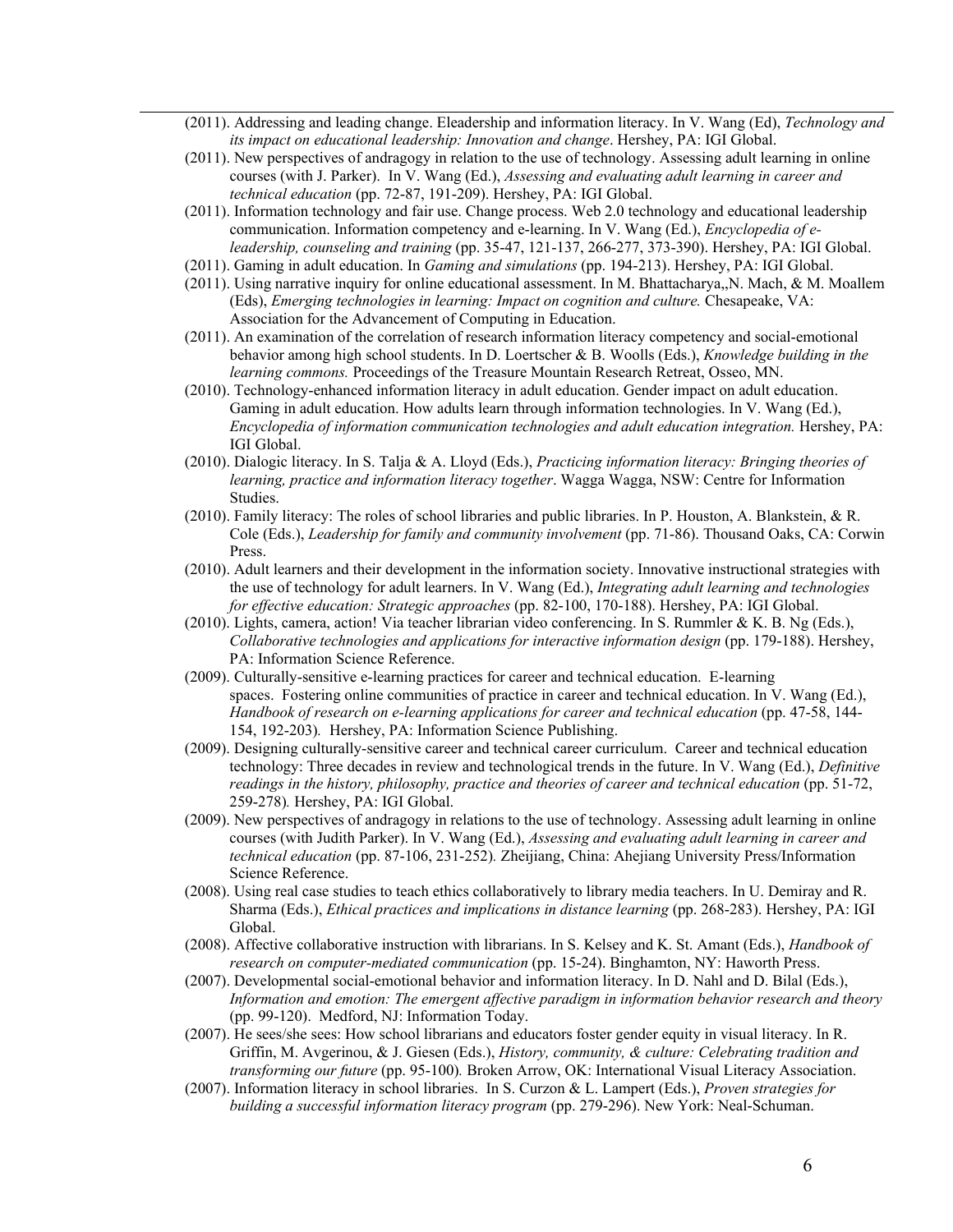(2011). Addressing and leading change. Eleadership and information literacy. In V. Wang (Ed), *Technology and its impact on educational leadership: Innovation and change*. Hershey, PA: IGI Global.

(2011). New perspectives of andragogy in relation to the use of technology. Assessing adult learning in online courses (with J. Parker). In V. Wang (Ed.), *Assessing and evaluating adult learning in career and technical education* (pp. 72-87, 191-209). Hershey, PA: IGI Global.

(2011). Information technology and fair use. Change process. Web 2.0 technology and educational leadership communication. Information competency and e-learning. In V. Wang (Ed.), *Encyclopedia of e-leadership, counseling and training* (pp. 35-47, 121-137, 266-277, 373-390). Hershey, PA: IGI Global.

(2011). Gaming in adult education. In *Gaming and simulations* (pp. 194-213). Hershey, PA: IGI Global.

(2011). Using narrative inquiry for online educational assessment. In M. Bhattacharya,,N. Mach, & M. Moallem (Eds), *Emerging technologies in learning: Impact on cognition and culture.* Chesapeake, VA: Association for the Advancement of Computing in Education.

(2011). An examination of the correlation of research information literacy competency and social-emotional behavior among high school students. In D. Loertscher & B. Woolls (Eds.), *Knowledge building in the learning commons.* Proceedings of the Treasure Mountain Research Retreat, Osseo, MN.

(2010). Technology-enhanced information literacy in adult education. Gender impact on adult education. Gaming in adult education. How adults learn through information technologies. In V. Wang (Ed.), *Encyclopedia of information communication technologies and adult education integration.* Hershey, PA: IGI Global.

(2010). Dialogic literacy. In S. Talja & A. Lloyd (Eds.), *Practicing information literacy: Bringing theories of learning, practice and information literacy together*. Wagga Wagga, NSW: Centre for Information Studies.

(2010). Family literacy: The roles of school libraries and public libraries. In P. Houston, A. Blankstein, & R. Cole (Eds.), *Leadership for family and community involvement* (pp. 71-86). Thousand Oaks, CA: Corwin Press.

(2010). Adult learners and their development in the information society. Innovative instructional strategies with the use of technology for adult learners. In V. Wang (Ed.), *Integrating adult learning and technologies for effective education: Strategic approaches* (pp. 82-100, 170-188). Hershey, PA: IGI Global.

(2010). Lights, camera, action! Via teacher librarian video conferencing. In S. Rummler & K. B. Ng (Eds.), *Collaborative technologies and applications for interactive information design* (pp. 179-188). Hershey, PA: Information Science Reference.

(2009). Culturally-sensitive e-learning practices for career and technical education. E-learning spaces. Fostering online communities of practice in career and technical education. In V. Wang (Ed.), *Handbook of research on e-learning applications for career and technical education* (pp. 47-58, 144-154, 192-203). Hershey, PA: Information Science Publishing.

(2009). Designing culturally-sensitive career and technical career curriculum. Career and technical education technology: Three decades in review and technological trends in the future. In V. Wang (Ed.), *Definitive readings in the history, philosophy, practice and theories of career and technical education* (pp. 51-72, 259-278)*.* Hershey, PA: IGI Global.

(2009). New perspectives of andragogy in relations to the use of technology. Assessing adult learning in online courses (with Judith Parker). In V. Wang (Ed.), *Assessing and evaluating adult learning in career and technical education* (pp. 87-106, 231-252). Zheijiang, China: Ahejiang University Press/Information Science Reference.

(2008). Using real case studies to teach ethics collaboratively to library media teachers. In U. Demiray and R. Sharma (Eds.), *Ethical practices and implications in distance learning* (pp. 268-283). Hershey, PA: IGI Global.

(2008). Affective collaborative instruction with librarians. In S. Kelsey and K. St. Amant (Eds.), *Handbook of research on computer-mediated communication* (pp. 15-24). Binghamton, NY: Haworth Press.

(2007). Developmental social-emotional behavior and information literacy. In D. Nahl and D. Bilal (Eds.), *Information and emotion: The emergent affective paradigm in information behavior research and theory* (pp. 99-120). Medford, NJ: Information Today.

(2007). He sees/she sees: How school librarians and educators foster gender equity in visual literacy. In R. Griffin, M. Avgerinou, & J. Giesen (Eds.), *History, community, & culture: Celebrating tradition and transforming our future* (pp. 95-100)*.* Broken Arrow, OK: International Visual Literacy Association.

(2007). Information literacy in school libraries. In S. Curzon & L. Lampert (Eds.), *Proven strategies for building a successful information literacy program* (pp. 279-296). New York: Neal-Schuman.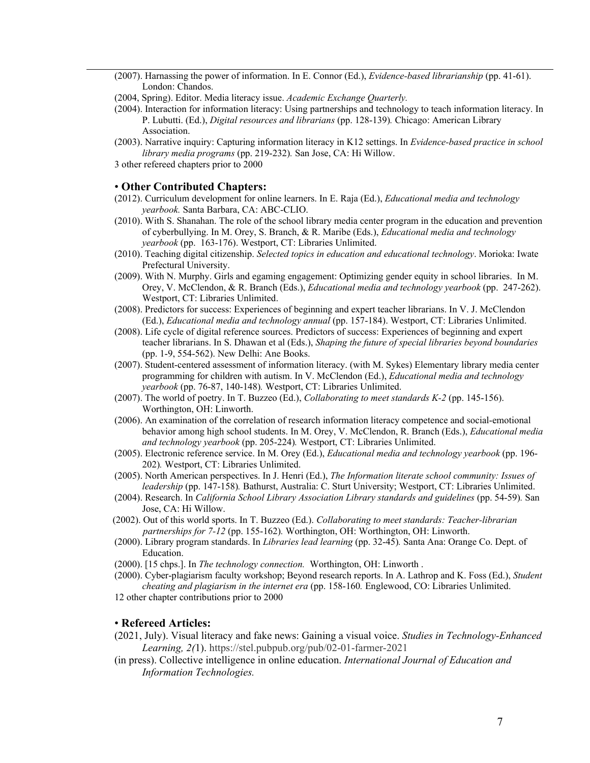(2007). Harnassing the power of information. In E. Connor (Ed.), *Evidence-based librarianship* (pp. 41-61). London: Chandos.

(2004, Spring). Editor. Media literacy issue. *Academic Exchange Quarterly.*

(2004). Interaction for information literacy: Using partnerships and technology to teach information literacy. In P. Lubutti. (Ed.), *Digital resources and librarians* (pp. 128-139)*.* Chicago: American Library Association.

(2003). Narrative inquiry: Capturing information literacy in K12 settings. In *Evidence-based practice in school library media programs* (pp. 219-232)*.* San Jose, CA: Hi Willow.

3 other refereed chapters prior to 2000

## • **Other Contributed Chapters:**

(2012). Curriculum development for online learners. In E. Raja (Ed.), *Educational media and technology yearbook.* Santa Barbara, CA: ABC-CLIO.

(2010). With S. Shanahan. The role of the school library media center program in the education and prevention of cyberbullying. In M. Orey, S. Branch, & R. Maribe (Eds.), *Educational media and technology yearbook* (pp. 163-176). Westport, CT: Libraries Unlimited.

(2010). Teaching digital citizenship. *Selected topics in education and educational technology*. Morioka: Iwate Prefectural University.

(2009). With N. Murphy. Girls and egaming engagement: Optimizing gender equity in school libraries. In M. Orey, V. McClendon, & R. Branch (Eds.), *Educational media and technology yearbook* (pp. 247-262). Westport, CT: Libraries Unlimited.

(2008). Predictors for success: Experiences of beginning and expert teacher librarians. In V. J. McClendon (Ed.), *Educational media and technology annual* (pp. 157-184). Westport, CT: Libraries Unlimited.

(2008). Life cycle of digital reference sources. Predictors of success: Experiences of beginning and expert teacher librarians. In S. Dhawan et al (Eds.), *Shaping the future of special libraries beyond boundaries* (pp. 1-9, 554-562). New Delhi: Ane Books.

(2007). Student-centered assessment of information literacy. (with M. Sykes) Elementary library media center programming for children with autism. In V. McClendon (Ed.), *Educational media and technology yearbook* (pp. 76-87, 140-148)*.* Westport, CT: Libraries Unlimited.

(2007). The world of poetry. In T. Buzzeo (Ed.), *Collaborating to meet standards K-2* (pp. 145-156). Worthington, OH: Linworth.

(2006). An examination of the correlation of research information literacy competence and social-emotional behavior among high school students. In M. Orey, V. McClendon, R. Branch (Eds.), *Educational media and technology yearbook* (pp. 205-224)*.* Westport, CT: Libraries Unlimited.

(2005). Electronic reference service. In M. Orey (Ed.), *Educational media and technology yearbook* (pp. 196-202)*.* Westport, CT: Libraries Unlimited.

(2005). North American perspectives. In J. Henri (Ed.), *The Information literate school community: Issues of leadership* (pp. 147-158)*.* Bathurst, Australia: C. Sturt University; Westport, CT: Libraries Unlimited.

(2004). Research. In *California School Library Association Library standards and guidelines* (pp. 54-59)*.* San Jose, CA: Hi Willow.

(2002). Out of this world sports. In T. Buzzeo (Ed.). *Collaborating to meet standards: Teacher-librarian partnerships for 7-12* (pp. 155-162)*.* Worthington, OH: Worthington, OH: Linworth.

(2000). Library program standards. In *Libraries lead learning* (pp. 32-45)*.* Santa Ana: Orange Co. Dept. of Education.

(2000). [15 chps.]. In *The technology connection.* Worthington, OH: Linworth .

(2000). Cyber-plagiarism faculty workshop; Beyond research reports. In A. Lathrop and K. Foss (Ed.), *Student cheating and plagiarism in the internet era* (pp. 158-160*.* Englewood, CO: Libraries Unlimited.

12 other chapter contributions prior to 2000

## • **Refereed Articles:**

(2021, July). Visual literacy and fake news: Gaining a visual voice. *Studies in Technology-Enhanced Learning, 2(*1). https://stel.pubpub.org/pub/02-01-farmer-2021

(in press). Collective intelligence in online education. *International Journal of Education and Information Technologies.*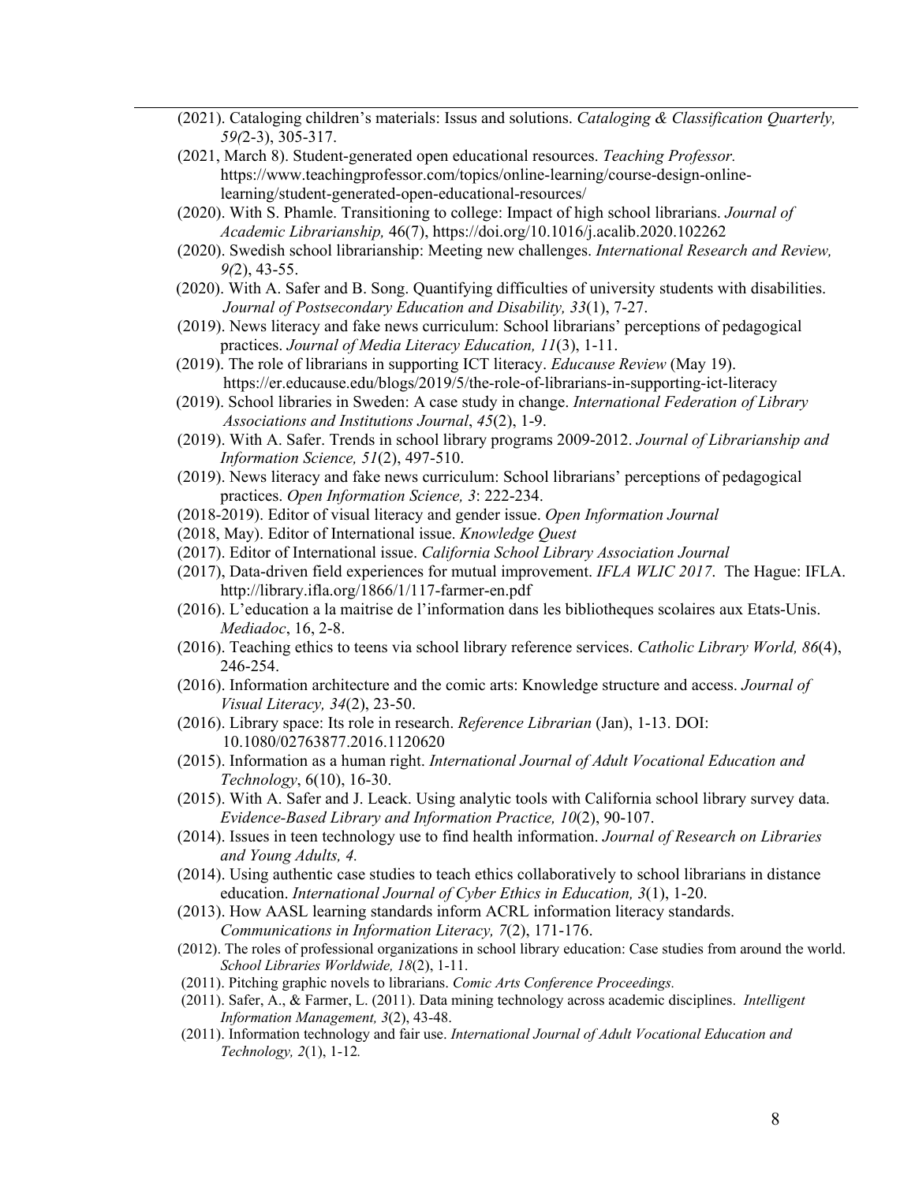(2021). Cataloging children's materials: Issus and solutions. *Cataloging & Classification Quarterly, 59(*2-3), 305-317.

(2021, March 8). Student-generated open educational resources. *Teaching Professor.* https://www.teachingprofessor.com/topics/online-learning/course-design-online-learning/student-generated-open-educational-resources/

(2020). With S. Phamle. Transitioning to college: Impact of high school librarians. *Journal of Academic Librarianship,* 46(7), https://doi.org/10.1016/j.acalib.2020.102262

(2020). Swedish school librarianship: Meeting new challenges. *International Research and Review, 9(*2), 43-55.

(2020). With A. Safer and B. Song. Quantifying difficulties of university students with disabilities. *Journal of Postsecondary Education and Disability, 33*(1), 7-27.

(2019). News literacy and fake news curriculum: School librarians' perceptions of pedagogical practices. *Journal of Media Literacy Education, 11*(3), 1-11.

(2019). The role of librarians in supporting ICT literacy. *Educause Review* (May 19). https://er.educause.edu/blogs/2019/5/the-role-of-librarians-in-supporting-ict-literacy

(2019). School libraries in Sweden: A case study in change. *International Federation of Library Associations and Institutions Journal*, *45*(2), 1-9.

(2019). With A. Safer. Trends in school library programs 2009-2012. *Journal of Librarianship and Information Science, 51*(2), 497-510.

(2019). News literacy and fake news curriculum: School librarians' perceptions of pedagogical practices. *Open Information Science, 3*: 222-234.

(2018-2019). Editor of visual literacy and gender issue. *Open Information Journal*

(2018, May). Editor of International issue. *Knowledge Quest*

(2017). Editor of International issue. *California School Library Association Journal*

(2017), Data-driven field experiences for mutual improvement. *IFLA WLIC 2017*. The Hague: IFLA. http://library.ifla.org/1866/1/117-farmer-en.pdf

(2016). L'education a la maitrise de l'information dans les bibliotheques scolaires aux Etats-Unis. *Mediadoc*, 16, 2-8.

(2016). Teaching ethics to teens via school library reference services. *Catholic Library World, 86*(4), 246-254.

(2016). Information architecture and the comic arts: Knowledge structure and access. *Journal of Visual Literacy, 34*(2), 23-50.

(2016). Library space: Its role in research. *Reference Librarian* (Jan), 1-13. DOI: 10.1080/02763877.2016.1120620

(2015). Information as a human right. *International Journal of Adult Vocational Education and Technology*, 6(10), 16-30.

(2015). With A. Safer and J. Leack. Using analytic tools with California school library survey data. *Evidence-Based Library and Information Practice, 10*(2), 90-107.

(2014). Issues in teen technology use to find health information. *Journal of Research on Libraries and Young Adults, 4.*

(2014). Using authentic case studies to teach ethics collaboratively to school librarians in distance education. *International Journal of Cyber Ethics in Education, 3*(1), 1-20.

(2013). How AASL learning standards inform ACRL information literacy standards. *Communications in Information Literacy, 7*(2), 171-176.

(2012). The roles of professional organizations in school library education: Case studies from around the world. *School Libraries Worldwide, 18*(2), 1-11.

(2011). Pitching graphic novels to librarians. *Comic Arts Conference Proceedings.*

(2011). Safer, A., & Farmer, L. (2011). Data mining technology across academic disciplines. *Intelligent Information Management, 3*(2), 43-48.

(2011). Information technology and fair use. *International Journal of Adult Vocational Education and Technology, 2*(1), 1-12*.*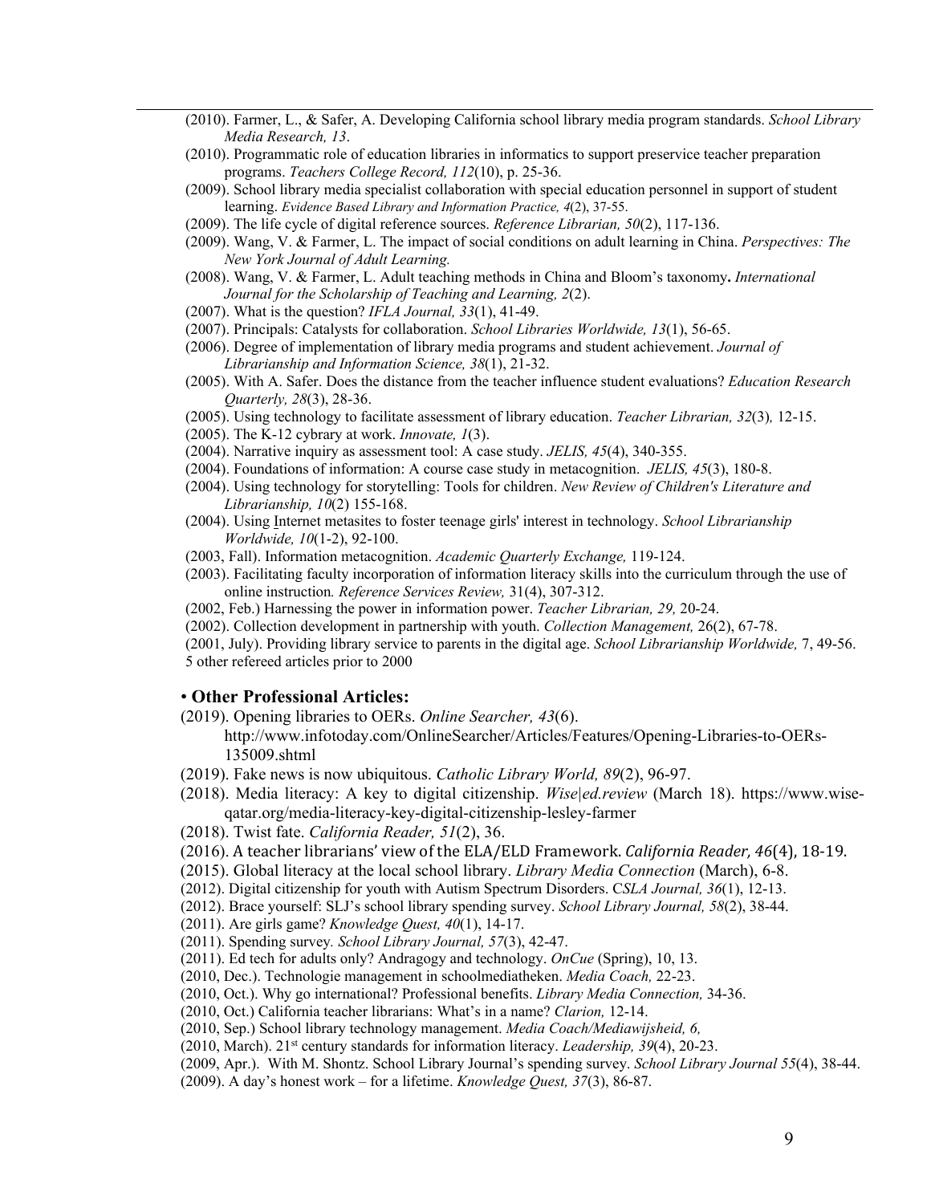(2010). Farmer, L., & Safer, A. Developing California school library media program standards. *School Library Media Research, 13*.

(2010). Programmatic role of education libraries in informatics to support preservice teacher preparation programs. *Teachers College Record, 112*(10), p. 25-36.

(2009). School library media specialist collaboration with special education personnel in support of student learning. *Evidence Based Library and Information Practice, 4*(2), 37-55.

(2009). The life cycle of digital reference sources. *Reference Librarian, 50*(2), 117-136.

(2009). Wang, V. & Farmer, L. The impact of social conditions on adult learning in China. *Perspectives: The New York Journal of Adult Learning.*

(2008). Wang, V. & Farmer, L. Adult teaching methods in China and Bloom's taxonomy**.** *International Journal for the Scholarship of Teaching and Learning, 2*(2).

(2007). What is the question? *IFLA Journal, 33*(1), 41-49.

(2007). Principals: Catalysts for collaboration. *School Libraries Worldwide, 13*(1), 56-65.

(2006). Degree of implementation of library media programs and student achievement. *Journal of Librarianship and Information Science, 38*(1), 21-32.

(2005). With A. Safer. Does the distance from the teacher influence student evaluations? *Education Research Quarterly, 28*(3), 28-36.

(2005). Using technology to facilitate assessment of library education. *Teacher Librarian, 32*(3)*,* 12-15.

(2005). The K-12 cybrary at work. *Innovate, 1*(3).

(2004). Narrative inquiry as assessment tool: A case study. *JELIS, 45*(4), 340-355.

(2004). Foundations of information: A course case study in metacognition. *JELIS, 45*(3), 180-8.

(2004). Using technology for storytelling: Tools for children. *New Review of Children's Literature and Librarianship, 10*(2) 155-168.

(2004). Using Internet metasites to foster teenage girls' interest in technology. *School Librarianship Worldwide, 10*(1-2), 92-100.

(2003, Fall). Information metacognition. *Academic Quarterly Exchange,* 119-124.

(2003). Facilitating faculty incorporation of information literacy skills into the curriculum through the use of online instruction*. Reference Services Review,* 31(4), 307-312.

(2002, Feb.) Harnessing the power in information power. *Teacher Librarian, 29,* 20-24.

(2002). Collection development in partnership with youth. *Collection Management,* 26(2), 67-78.

(2001, July). Providing library service to parents in the digital age. *School Librarianship Worldwide,* 7, 49-56.

5 other refereed articles prior to 2000

• **Other Professional Articles:**

(2019). Opening libraries to OERs. *Online Searcher, 43*(6). http://www.infotoday.com/OnlineSearcher/Articles/Features/Opening-Libraries-to-OERs-135009.shtml

(2019). Fake news is now ubiquitous. *Catholic Library World, 89*(2), 96-97.

(2018). Media literacy: A key to digital citizenship. *Wise|ed.review* (March 18). https://www.wise-qatar.org/media-literacy-key-digital-citizenship-lesley-farmer

(2018). Twist fate. *California Reader, 51*(2), 36.

(2016). A teacher librarians' view of the ELA/ELD Framework. *California Reader, 46*(4), 18-19.

(2015). Global literacy at the local school library. *Library Media Connection* (March), 6-8.

(2012). Digital citizenship for youth with Autism Spectrum Disorders. C*SLA Journal, 36*(1), 12-13.

(2012). Brace yourself: SLJ's school library spending survey. *School Library Journal, 58*(2), 38-44.

(2011). Are girls game? *Knowledge Quest, 40*(1), 14-17.

(2011). Spending survey*. School Library Journal, 57*(3), 42-47.

(2011). Ed tech for adults only? Andragogy and technology. *OnCue* (Spring), 10, 13.

(2010, Dec.). Technologie management in schoolmediatheken. *Media Coach,* 22-23.

(2010, Oct.). Why go international? Professional benefits. *Library Media Connection,* 34-36.

(2010, Oct.) California teacher librarians: What's in a name? *Clarion,* 12-14.

(2010, Sep.) School library technology management. *Media Coach/Mediawijsheid, 6,*

(2010, March). 21st century standards for information literacy. *Leadership, 39*(4), 20-23.

(2009, Apr.). With M. Shontz. School Library Journal's spending survey. *School Library Journal 55*(4), 38-44.

(2009). A day's honest work – for a lifetime. *Knowledge Quest, 37*(3), 86-87.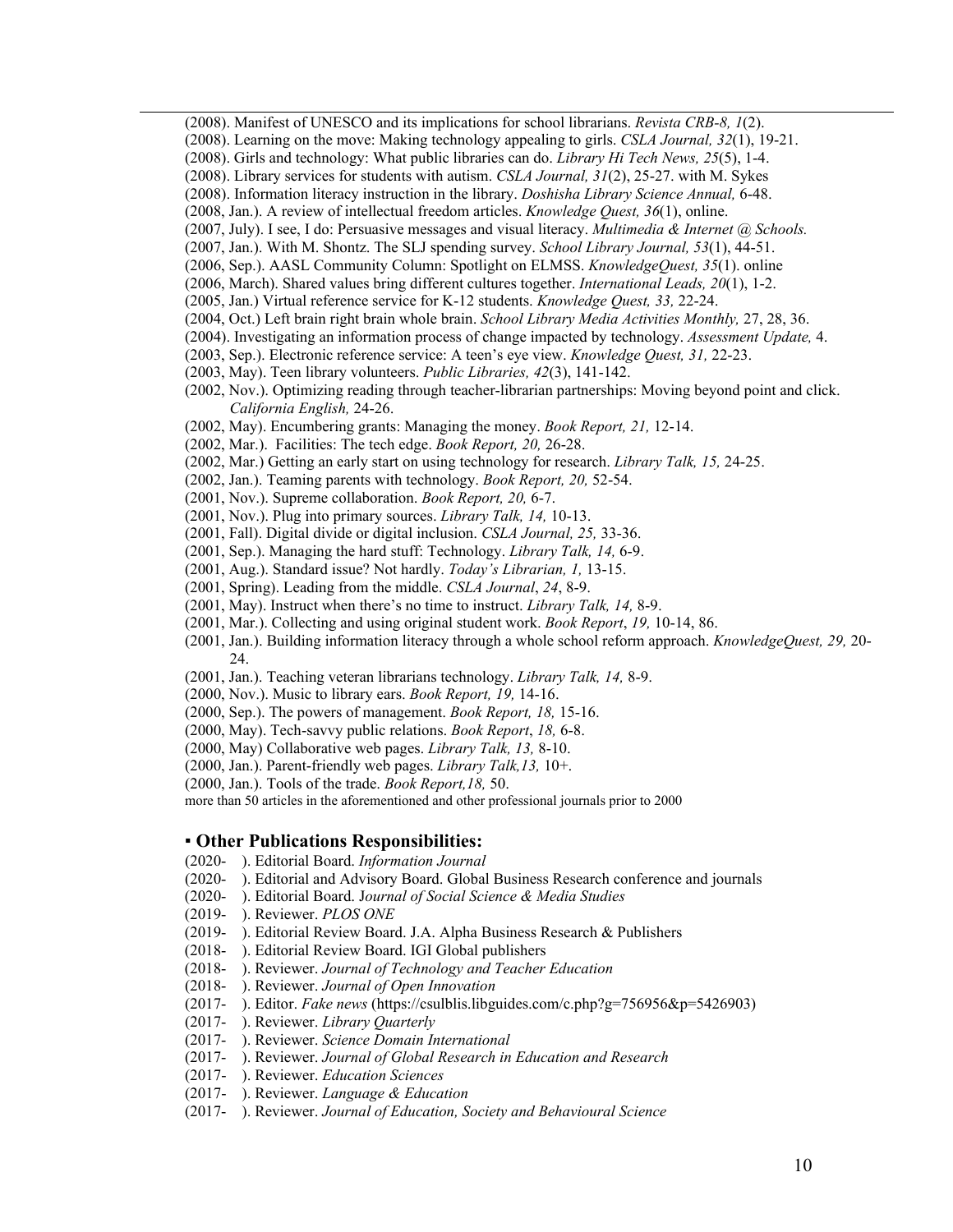(2008). Manifest of UNESCO and its implications for school librarians. *Revista CRB-8, 1*(2).
(2008). Learning on the move: Making technology appealing to girls. *CSLA Journal, 32*(1), 19-21.
(2008). Girls and technology: What public libraries can do. *Library Hi Tech News, 25*(5), 1-4.
(2008). Library services for students with autism. *CSLA Journal, 31*(2), 25-27. with M. Sykes
(2008). Information literacy instruction in the library. *Doshisha Library Science Annual,* 6-48.
(2008, Jan.). A review of intellectual freedom articles. *Knowledge Quest, 36*(1), online.
(2007, July). I see, I do: Persuasive messages and visual literacy. *Multimedia & Internet @ Schools.*
(2007, Jan.). With M. Shontz. The SLJ spending survey. *School Library Journal, 53*(1), 44-51.
(2006, Sep.). AASL Community Column: Spotlight on ELMSS. *KnowledgeQuest, 35*(1). online
(2006, March). Shared values bring different cultures together. *International Leads, 20*(1), 1-2.
(2005, Jan.) Virtual reference service for K-12 students. *Knowledge Quest, 33,* 22-24.
(2004, Oct.) Left brain right brain whole brain. *School Library Media Activities Monthly,* 27, 28, 36.
(2004). Investigating an information process of change impacted by technology. *Assessment Update,* 4.
(2003, Sep.). Electronic reference service: A teen's eye view. *Knowledge Quest, 31,* 22-23.
(2003, May). Teen library volunteers. *Public Libraries, 42*(3), 141-142.
(2002, Nov.). Optimizing reading through teacher-librarian partnerships: Moving beyond point and click. *California English,* 24-26.
(2002, May). Encumbering grants: Managing the money. *Book Report, 21,* 12-14.
(2002, Mar.). Facilities: The tech edge. *Book Report, 20,* 26-28.
(2002, Mar.) Getting an early start on using technology for research. *Library Talk, 15,* 24-25.
(2002, Jan.). Teaming parents with technology. *Book Report, 20,* 52-54.
(2001, Nov.). Supreme collaboration. *Book Report, 20,* 6-7.
(2001, Nov.). Plug into primary sources. *Library Talk, 14,* 10-13.
(2001, Fall). Digital divide or digital inclusion. *CSLA Journal, 25,* 33-36.
(2001, Sep.). Managing the hard stuff: Technology. *Library Talk, 14,* 6-9.
(2001, Aug.). Standard issue? Not hardly. *Today's Librarian, 1,* 13-15.
(2001, Spring). Leading from the middle. *CSLA Journal*, *24*, 8-9.
(2001, May). Instruct when there's no time to instruct. *Library Talk, 14,* 8-9.
(2001, Mar.). Collecting and using original student work. *Book Report*, *19,* 10-14, 86.
(2001, Jan.). Building information literacy through a whole school reform approach. *KnowledgeQuest, 29,* 20-24.
(2001, Jan.). Teaching veteran librarians technology. *Library Talk, 14,* 8-9.
(2000, Nov.). Music to library ears. *Book Report, 19,* 14-16.
(2000, Sep.). The powers of management. *Book Report, 18,* 15-16.
(2000, May). Tech-savvy public relations. *Book Report*, *18,* 6-8.
(2000, May) Collaborative web pages. *Library Talk, 13,* 8-10.
(2000, Jan.). Parent-friendly web pages. *Library Talk,13,* 10+.
(2000, Jan.). Tools of the trade. *Book Report,18,* 50.
more than 50 articles in the aforementioned and other professional journals prior to 2000

## ▪ Other Publications Responsibilities:

(2020- ). Editorial Board. *Information Journal*
(2020- ). Editorial and Advisory Board. Global Business Research conference and journals
(2020- ). Editorial Board. J*ournal of Social Science & Media Studies*
(2019- ). Reviewer. *PLOS ONE*
(2019- ). Editorial Review Board. J.A. Alpha Business Research & Publishers
(2018- ). Editorial Review Board. IGI Global publishers
(2018- ). Reviewer. *Journal of Technology and Teacher Education*
(2018- ). Reviewer. *Journal of Open Innovation*
(2017- ). Editor. *Fake news* (https://csulblis.libguides.com/c.php?g=756956&p=5426903)
(2017- ). Reviewer. *Library Quarterly*
(2017- ). Reviewer. *Science Domain International*
(2017- ). Reviewer. *Journal of Global Research in Education and Research*
(2017- ). Reviewer. *Education Sciences*
(2017- ). Reviewer. *Language & Education*
(2017- ). Reviewer. *Journal of Education, Society and Behavioural Science*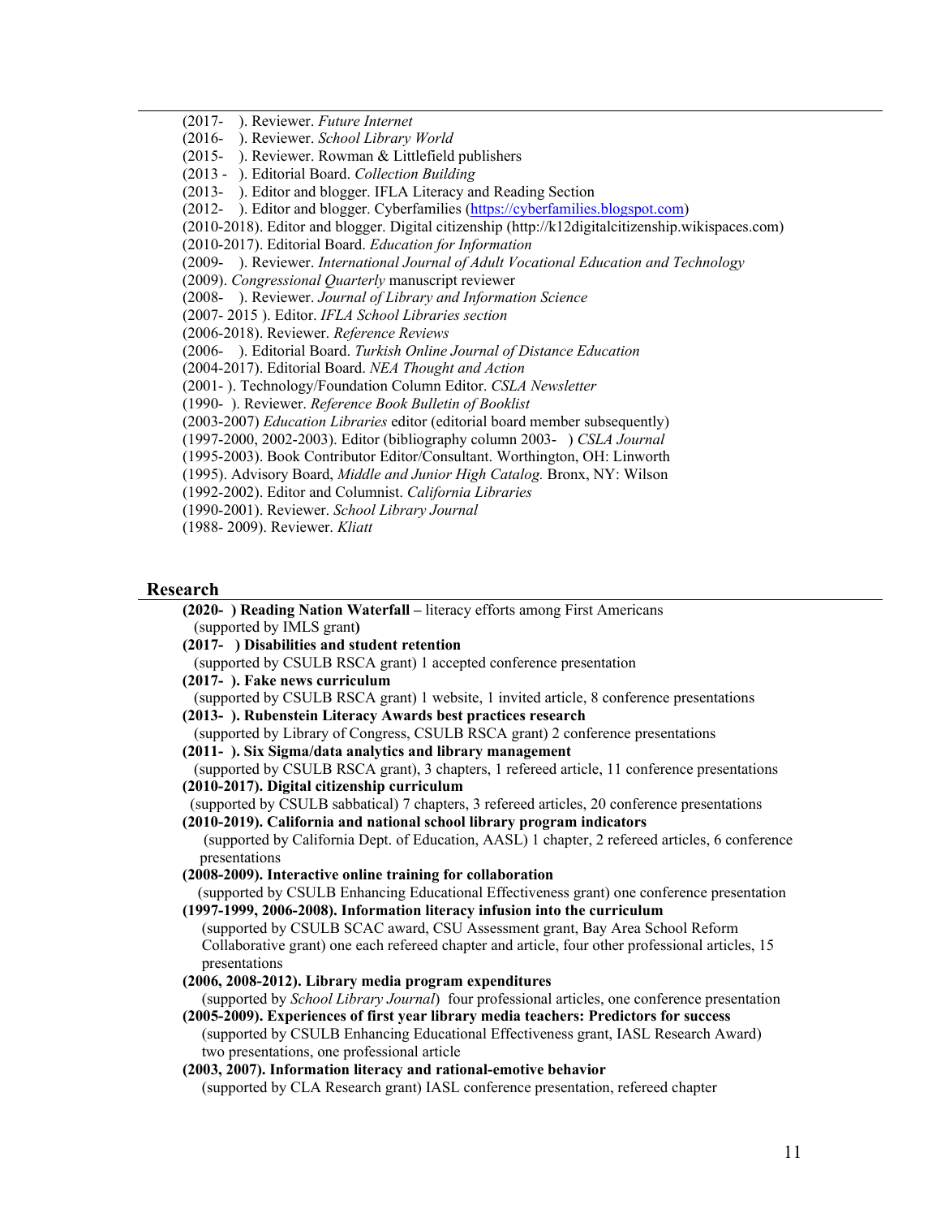(2017- ). Reviewer. *Future Internet*
(2016- ). Reviewer. *School Library World*
(2015- ). Reviewer. Rowman & Littlefield publishers
(2013 - ). Editorial Board. *Collection Building*
(2013- ). Editor and blogger. IFLA Literacy and Reading Section
(2012- ). Editor and blogger. Cyberfamilies (https://cyberfamilies.blogspot.com)
(2010-2018). Editor and blogger. Digital citizenship (http://k12digitalcitizenship.wikispaces.com)
(2010-2017). Editorial Board. *Education for Information*
(2009- ). Reviewer. *International Journal of Adult Vocational Education and Technology*
(2009). *Congressional Quarterly* manuscript reviewer
(2008- ). Reviewer. *Journal of Library and Information Science*
(2007- 2015 ). Editor. *IFLA School Libraries section*
(2006-2018). Reviewer. *Reference Reviews*
(2006- ). Editorial Board. *Turkish Online Journal of Distance Education*
(2004-2017). Editorial Board. *NEA Thought and Action*
(2001- ). Technology/Foundation Column Editor. *CSLA Newsletter*
(1990- ). Reviewer. *Reference Book Bulletin of Booklist*
(2003-2007) *Education Libraries* editor (editorial board member subsequently)
(1997-2000, 2002-2003). Editor (bibliography column 2003- ) *CSLA Journal*
(1995-2003). Book Contributor Editor/Consultant. Worthington, OH: Linworth
(1995). Advisory Board, *Middle and Junior High Catalog.* Bronx, NY: Wilson
(1992-2002). Editor and Columnist. *California Libraries*
(1990-2001). Reviewer. *School Library Journal*
(1988- 2009). Reviewer. *Kliatt*

## Research

**(2020- ) Reading Nation Waterfall** – literacy efforts among First Americans
(supported by IMLS grant**)**

**(2017- ) Disabilities and student retention**
(supported by CSULB RSCA grant) 1 accepted conference presentation

**(2017- ). Fake news curriculum**
(supported by CSULB RSCA grant) 1 website, 1 invited article, 8 conference presentations

**(2013- ). Rubenstein Literacy Awards best practices research**
(supported by Library of Congress, CSULB RSCA grant) 2 conference presentations

**(2011- ). Six Sigma/data analytics and library management**
(supported by CSULB RSCA grant), 3 chapters, 1 refereed article, 11 conference presentations

**(2010-2017). Digital citizenship curriculum**
(supported by CSULB sabbatical) 7 chapters, 3 refereed articles, 20 conference presentations

**(2010-2019). California and national school library program indicators**
(supported by California Dept. of Education, AASL) 1 chapter, 2 refereed articles, 6 conference presentations

**(2008-2009). Interactive online training for collaboration**
(supported by CSULB Enhancing Educational Effectiveness grant) one conference presentation

**(1997-1999, 2006-2008). Information literacy infusion into the curriculum**
(supported by CSULB SCAC award, CSU Assessment grant, Bay Area School Reform Collaborative grant) one each refereed chapter and article, four other professional articles, 15 presentations

**(2006, 2008-2012). Library media program expenditures**
(supported by *School Library Journal*) four professional articles, one conference presentation

**(2005-2009). Experiences of first year library media teachers: Predictors for success**
(supported by CSULB Enhancing Educational Effectiveness grant, IASL Research Award) two presentations, one professional article

**(2003, 2007). Information literacy and rational-emotive behavior**
(supported by CLA Research grant) IASL conference presentation, refereed chapter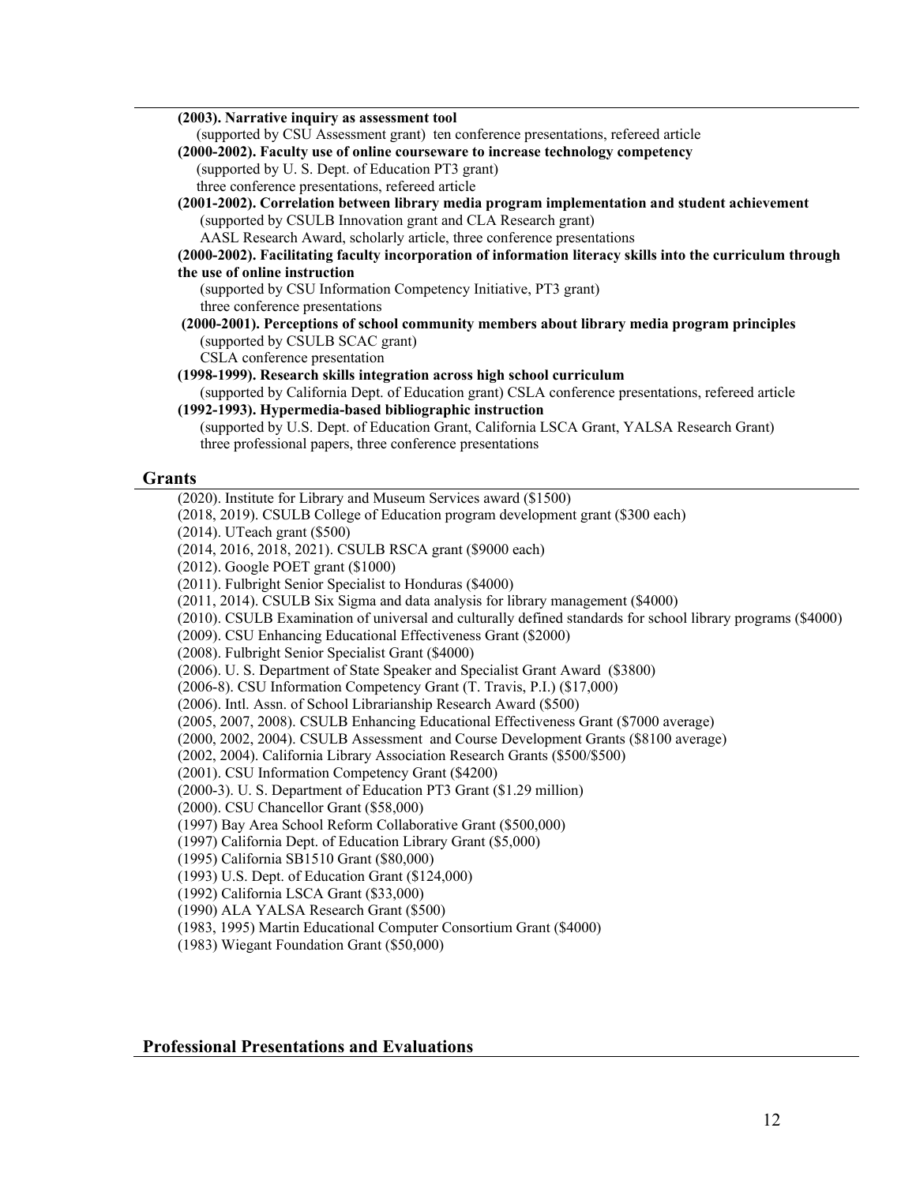**(2003). Narrative inquiry as assessment tool**
(supported by CSU Assessment grant) ten conference presentations, refereed article

**(2000-2002). Faculty use of online courseware to increase technology competency**
(supported by U. S. Dept. of Education PT3 grant)
three conference presentations, refereed article

**(2001-2002). Correlation between library media program implementation and student achievement**
(supported by CSULB Innovation grant and CLA Research grant)
AASL Research Award, scholarly article, three conference presentations

**(2000-2002). Facilitating faculty incorporation of information literacy skills into the curriculum through the use of online instruction**
(supported by CSU Information Competency Initiative, PT3 grant)
three conference presentations

**(2000-2001). Perceptions of school community members about library media program principles**
(supported by CSULB SCAC grant)
CSLA conference presentation

**(1998-1999). Research skills integration across high school curriculum**
(supported by California Dept. of Education grant) CSLA conference presentations, refereed article

**(1992-1993). Hypermedia-based bibliographic instruction**
(supported by U.S. Dept. of Education Grant, California LSCA Grant, YALSA Research Grant)
three professional papers, three conference presentations

## Grants

(2020). Institute for Library and Museum Services award ($1500)
(2018, 2019). CSULB College of Education program development grant ($300 each)
(2014). UTeach grant ($500)
(2014, 2016, 2018, 2021). CSULB RSCA grant ($9000 each)
(2012). Google POET grant ($1000)
(2011). Fulbright Senior Specialist to Honduras ($4000)
(2011, 2014). CSULB Six Sigma and data analysis for library management ($4000)
(2010). CSULB Examination of universal and culturally defined standards for school library programs ($4000)
(2009). CSU Enhancing Educational Effectiveness Grant ($2000)
(2008). Fulbright Senior Specialist Grant ($4000)
(2006). U. S. Department of State Speaker and Specialist Grant Award ($3800)
(2006-8). CSU Information Competency Grant (T. Travis, P.I.) ($17,000)
(2006). Intl. Assn. of School Librarianship Research Award ($500)
(2005, 2007, 2008). CSULB Enhancing Educational Effectiveness Grant ($7000 average)
(2000, 2002, 2004). CSULB Assessment and Course Development Grants ($8100 average)
(2002, 2004). California Library Association Research Grants ($500/$500)
(2001). CSU Information Competency Grant ($4200)
(2000-3). U. S. Department of Education PT3 Grant ($1.29 million)
(2000). CSU Chancellor Grant ($58,000)
(1997) Bay Area School Reform Collaborative Grant ($500,000)
(1997) California Dept. of Education Library Grant ($5,000)
(1995) California SB1510 Grant ($80,000)
(1993) U.S. Dept. of Education Grant ($124,000)
(1992) California LSCA Grant ($33,000)
(1990) ALA YALSA Research Grant ($500)
(1983, 1995) Martin Educational Computer Consortium Grant ($4000)
(1983) Wiegant Foundation Grant ($50,000)

## Professional Presentations and Evaluations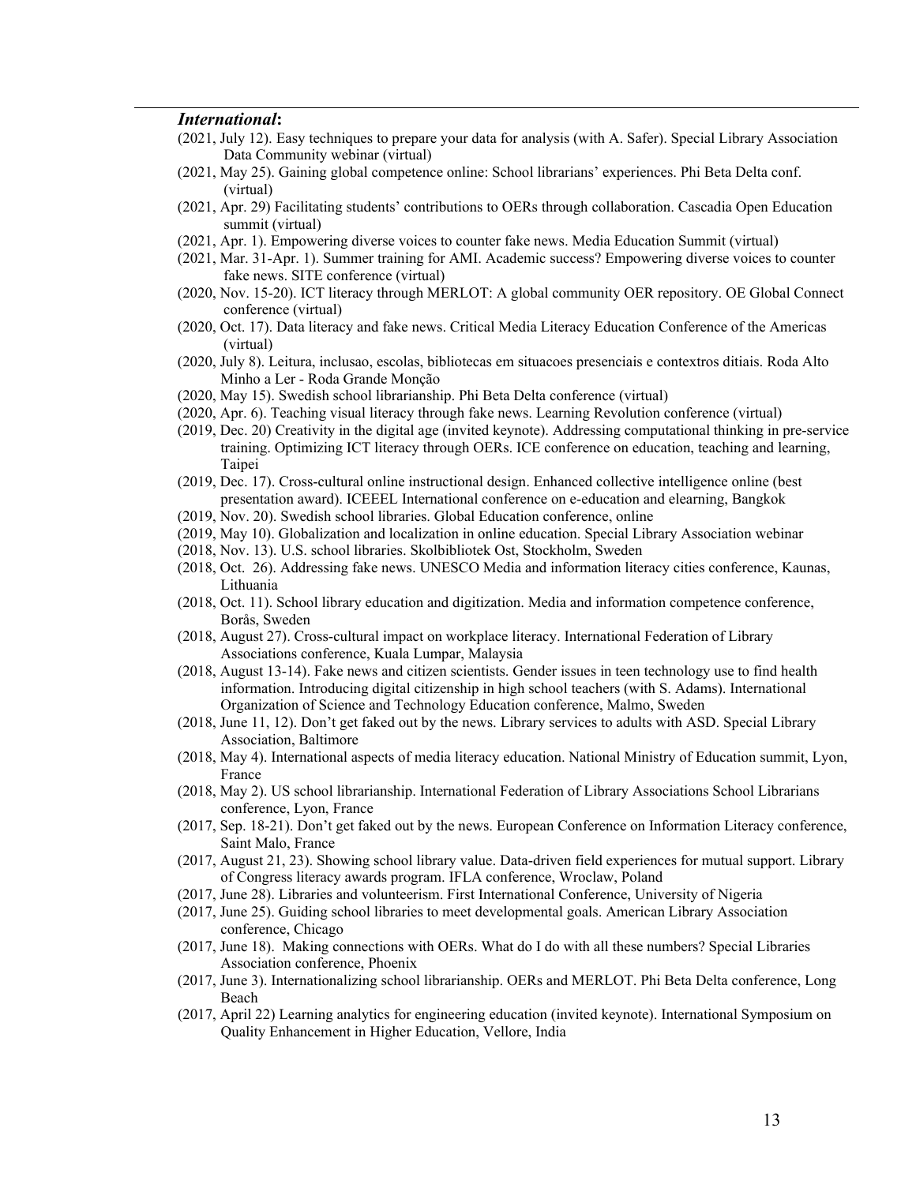***International*:**

(2021, July 12). Easy techniques to prepare your data for analysis (with A. Safer). Special Library Association Data Community webinar (virtual)

(2021, May 25). Gaining global competence online: School librarians' experiences. Phi Beta Delta conf. (virtual)

(2021, Apr. 29) Facilitating students' contributions to OERs through collaboration. Cascadia Open Education summit (virtual)

(2021, Apr. 1). Empowering diverse voices to counter fake news. Media Education Summit (virtual)

(2021, Mar. 31-Apr. 1). Summer training for AMI. Academic success? Empowering diverse voices to counter fake news. SITE conference (virtual)

(2020, Nov. 15-20). ICT literacy through MERLOT: A global community OER repository. OE Global Connect conference (virtual)

(2020, Oct. 17). Data literacy and fake news. Critical Media Literacy Education Conference of the Americas (virtual)

(2020, July 8). Leitura, inclusao, escolas, bibliotecas em situacoes presenciais e contextros ditiais. Roda Alto Minho a Ler - Roda Grande Monção

(2020, May 15). Swedish school librarianship. Phi Beta Delta conference (virtual)

(2020, Apr. 6). Teaching visual literacy through fake news. Learning Revolution conference (virtual)

(2019, Dec. 20) Creativity in the digital age (invited keynote). Addressing computational thinking in pre-service training. Optimizing ICT literacy through OERs. ICE conference on education, teaching and learning, Taipei

(2019, Dec. 17). Cross-cultural online instructional design. Enhanced collective intelligence online (best presentation award). ICEEEL International conference on e-education and elearning, Bangkok

(2019, Nov. 20). Swedish school libraries. Global Education conference, online

(2019, May 10). Globalization and localization in online education. Special Library Association webinar

(2018, Nov. 13). U.S. school libraries. Skolbibliotek Ost, Stockholm, Sweden

(2018, Oct. 26). Addressing fake news. UNESCO Media and information literacy cities conference, Kaunas, Lithuania

(2018, Oct. 11). School library education and digitization. Media and information competence conference, Borås, Sweden

(2018, August 27). Cross-cultural impact on workplace literacy. International Federation of Library Associations conference, Kuala Lumpar, Malaysia

(2018, August 13-14). Fake news and citizen scientists. Gender issues in teen technology use to find health information. Introducing digital citizenship in high school teachers (with S. Adams). International Organization of Science and Technology Education conference, Malmo, Sweden

(2018, June 11, 12). Don't get faked out by the news. Library services to adults with ASD. Special Library Association, Baltimore

(2018, May 4). International aspects of media literacy education. National Ministry of Education summit, Lyon, France

(2018, May 2). US school librarianship. International Federation of Library Associations School Librarians conference, Lyon, France

(2017, Sep. 18-21). Don't get faked out by the news. European Conference on Information Literacy conference, Saint Malo, France

(2017, August 21, 23). Showing school library value. Data-driven field experiences for mutual support. Library of Congress literacy awards program. IFLA conference, Wroclaw, Poland

(2017, June 28). Libraries and volunteerism. First International Conference, University of Nigeria

(2017, June 25). Guiding school libraries to meet developmental goals. American Library Association conference, Chicago

(2017, June 18). Making connections with OERs. What do I do with all these numbers? Special Libraries Association conference, Phoenix

(2017, June 3). Internationalizing school librarianship. OERs and MERLOT. Phi Beta Delta conference, Long Beach

(2017, April 22) Learning analytics for engineering education (invited keynote). International Symposium on Quality Enhancement in Higher Education, Vellore, India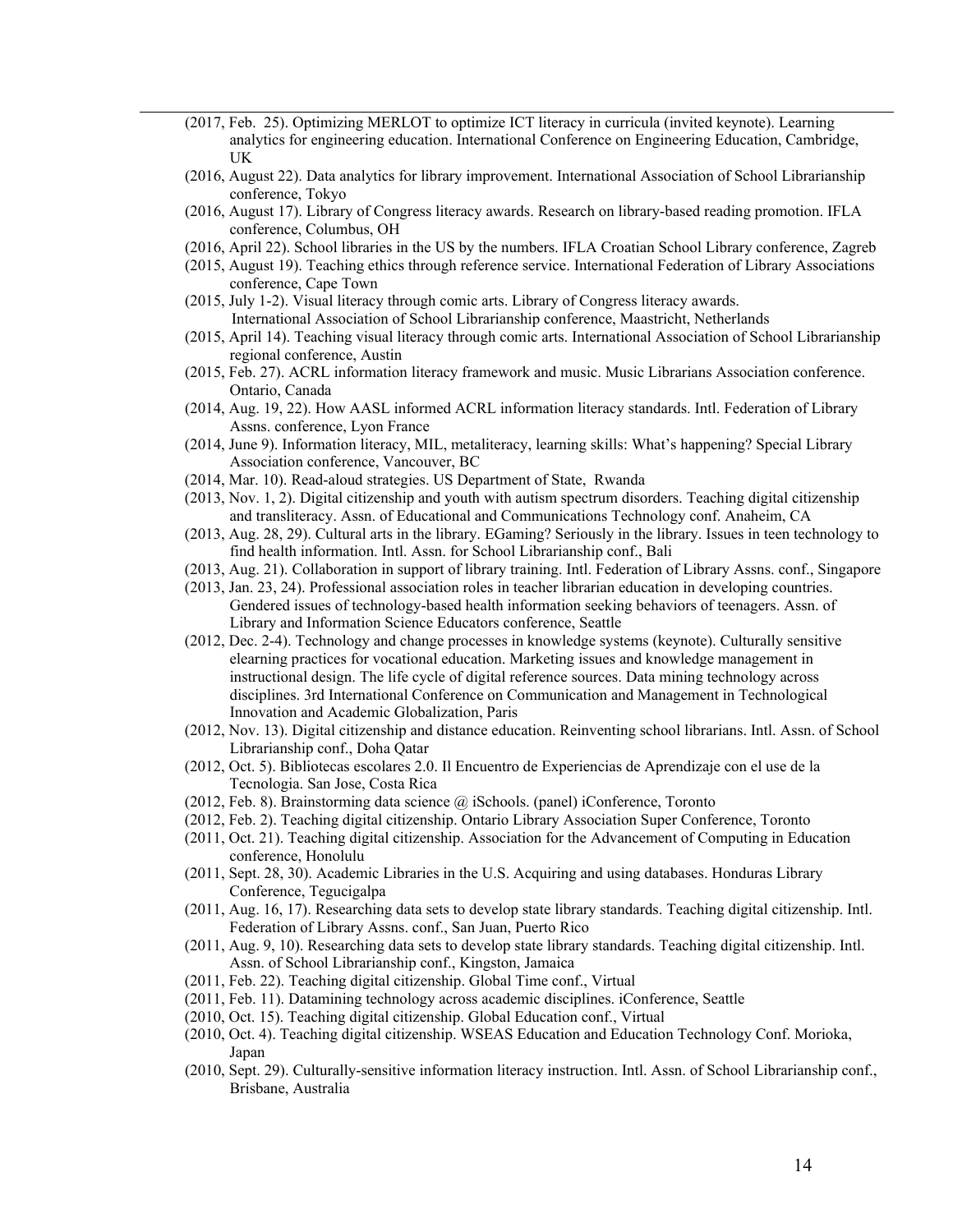- (2017, Feb. 25). Optimizing MERLOT to optimize ICT literacy in curricula (invited keynote). Learning analytics for engineering education. International Conference on Engineering Education, Cambridge, UK
- (2016, August 22). Data analytics for library improvement. International Association of School Librarianship conference, Tokyo
- (2016, August 17). Library of Congress literacy awards. Research on library-based reading promotion. IFLA conference, Columbus, OH
- (2016, April 22). School libraries in the US by the numbers. IFLA Croatian School Library conference, Zagreb
- (2015, August 19). Teaching ethics through reference service. International Federation of Library Associations conference, Cape Town
- (2015, July 1-2). Visual literacy through comic arts. Library of Congress literacy awards. International Association of School Librarianship conference, Maastricht, Netherlands
- (2015, April 14). Teaching visual literacy through comic arts. International Association of School Librarianship regional conference, Austin
- (2015, Feb. 27). ACRL information literacy framework and music. Music Librarians Association conference. Ontario, Canada
- (2014, Aug. 19, 22). How AASL informed ACRL information literacy standards. Intl. Federation of Library Assns. conference, Lyon France
- (2014, June 9). Information literacy, MIL, metaliteracy, learning skills: What's happening? Special Library Association conference, Vancouver, BC
- (2014, Mar. 10). Read-aloud strategies. US Department of State, Rwanda
- (2013, Nov. 1, 2). Digital citizenship and youth with autism spectrum disorders. Teaching digital citizenship and transliteracy. Assn. of Educational and Communications Technology conf. Anaheim, CA
- (2013, Aug. 28, 29). Cultural arts in the library. EGaming? Seriously in the library. Issues in teen technology to find health information. Intl. Assn. for School Librarianship conf., Bali
- (2013, Aug. 21). Collaboration in support of library training. Intl. Federation of Library Assns. conf., Singapore
- (2013, Jan. 23, 24). Professional association roles in teacher librarian education in developing countries. Gendered issues of technology-based health information seeking behaviors of teenagers. Assn. of Library and Information Science Educators conference, Seattle
- (2012, Dec. 2-4). Technology and change processes in knowledge systems (keynote). Culturally sensitive elearning practices for vocational education. Marketing issues and knowledge management in instructional design. The life cycle of digital reference sources. Data mining technology across disciplines. 3rd International Conference on Communication and Management in Technological Innovation and Academic Globalization, Paris
- (2012, Nov. 13). Digital citizenship and distance education. Reinventing school librarians. Intl. Assn. of School Librarianship conf., Doha Qatar
- (2012, Oct. 5). Bibliotecas escolares 2.0. Il Encuentro de Experiencias de Aprendizaje con el use de la Tecnologia. San Jose, Costa Rica
- (2012, Feb. 8). Brainstorming data science @ iSchools. (panel) iConference, Toronto
- (2012, Feb. 2). Teaching digital citizenship. Ontario Library Association Super Conference, Toronto
- (2011, Oct. 21). Teaching digital citizenship. Association for the Advancement of Computing in Education conference, Honolulu
- (2011, Sept. 28, 30). Academic Libraries in the U.S. Acquiring and using databases. Honduras Library Conference, Tegucigalpa
- (2011, Aug. 16, 17). Researching data sets to develop state library standards. Teaching digital citizenship. Intl. Federation of Library Assns. conf., San Juan, Puerto Rico
- (2011, Aug. 9, 10). Researching data sets to develop state library standards. Teaching digital citizenship. Intl. Assn. of School Librarianship conf., Kingston, Jamaica
- (2011, Feb. 22). Teaching digital citizenship. Global Time conf., Virtual
- (2011, Feb. 11). Datamining technology across academic disciplines. iConference, Seattle
- (2010, Oct. 15). Teaching digital citizenship. Global Education conf., Virtual
- (2010, Oct. 4). Teaching digital citizenship. WSEAS Education and Education Technology Conf. Morioka, Japan
- (2010, Sept. 29). Culturally-sensitive information literacy instruction. Intl. Assn. of School Librarianship conf., Brisbane, Australia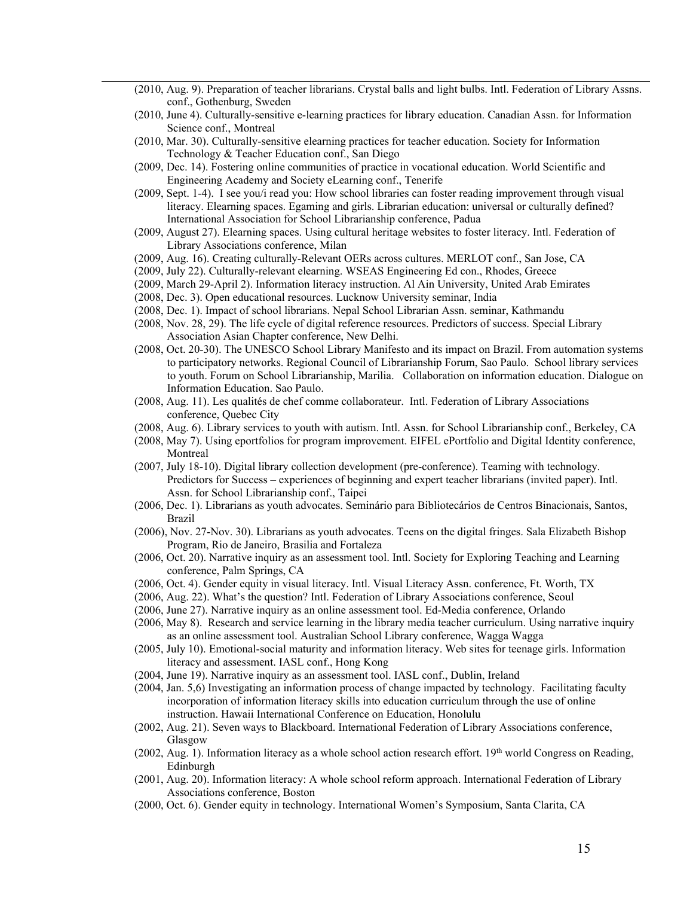(2010, Aug. 9). Preparation of teacher librarians. Crystal balls and light bulbs. Intl. Federation of Library Assns. conf., Gothenburg, Sweden

(2010, June 4). Culturally-sensitive e-learning practices for library education. Canadian Assn. for Information Science conf., Montreal

(2010, Mar. 30). Culturally-sensitive elearning practices for teacher education. Society for Information Technology & Teacher Education conf., San Diego

(2009, Dec. 14). Fostering online communities of practice in vocational education. World Scientific and Engineering Academy and Society eLearning conf., Tenerife

(2009, Sept. 1-4). I see you/i read you: How school libraries can foster reading improvement through visual literacy. Elearning spaces. Egaming and girls. Librarian education: universal or culturally defined? International Association for School Librarianship conference, Padua

(2009, August 27). Elearning spaces. Using cultural heritage websites to foster literacy. Intl. Federation of Library Associations conference, Milan

(2009, Aug. 16). Creating culturally-Relevant OERs across cultures. MERLOT conf., San Jose, CA

(2009, July 22). Culturally-relevant elearning. WSEAS Engineering Ed con., Rhodes, Greece

(2009, March 29-April 2). Information literacy instruction. Al Ain University, United Arab Emirates

(2008, Dec. 3). Open educational resources. Lucknow University seminar, India

(2008, Dec. 1). Impact of school librarians. Nepal School Librarian Assn. seminar, Kathmandu

(2008, Nov. 28, 29). The life cycle of digital reference resources. Predictors of success. Special Library Association Asian Chapter conference, New Delhi.

(2008, Oct. 20-30). The UNESCO School Library Manifesto and its impact on Brazil. From automation systems to participatory networks. Regional Council of Librarianship Forum, Sao Paulo. School library services to youth. Forum on School Librarianship, Marilia. Collaboration on information education. Dialogue on Information Education. Sao Paulo.

(2008, Aug. 11). Les qualités de chef comme collaborateur. Intl. Federation of Library Associations conference, Quebec City

(2008, Aug. 6). Library services to youth with autism. Intl. Assn. for School Librarianship conf., Berkeley, CA

(2008, May 7). Using eportfolios for program improvement. EIFEL ePortfolio and Digital Identity conference, Montreal

(2007, July 18-10). Digital library collection development (pre-conference). Teaming with technology. Predictors for Success – experiences of beginning and expert teacher librarians (invited paper). Intl. Assn. for School Librarianship conf., Taipei

(2006, Dec. 1). Librarians as youth advocates. Seminário para Bibliotecários de Centros Binacionais, Santos, Brazil

(2006), Nov. 27-Nov. 30). Librarians as youth advocates. Teens on the digital fringes. Sala Elizabeth Bishop Program, Rio de Janeiro, Brasilia and Fortaleza

(2006, Oct. 20). Narrative inquiry as an assessment tool. Intl. Society for Exploring Teaching and Learning conference, Palm Springs, CA

(2006, Oct. 4). Gender equity in visual literacy. Intl. Visual Literacy Assn. conference, Ft. Worth, TX

(2006, Aug. 22). What's the question? Intl. Federation of Library Associations conference, Seoul

(2006, June 27). Narrative inquiry as an online assessment tool. Ed-Media conference, Orlando

(2006, May 8). Research and service learning in the library media teacher curriculum. Using narrative inquiry as an online assessment tool. Australian School Library conference, Wagga Wagga

(2005, July 10). Emotional-social maturity and information literacy. Web sites for teenage girls. Information literacy and assessment. IASL conf., Hong Kong

(2004, June 19). Narrative inquiry as an assessment tool. IASL conf., Dublin, Ireland

(2004, Jan. 5,6) Investigating an information process of change impacted by technology. Facilitating faculty incorporation of information literacy skills into education curriculum through the use of online instruction. Hawaii International Conference on Education, Honolulu

(2002, Aug. 21). Seven ways to Blackboard. International Federation of Library Associations conference, Glasgow

(2002, Aug. 1). Information literacy as a whole school action research effort. 19th world Congress on Reading, Edinburgh

(2001, Aug. 20). Information literacy: A whole school reform approach. International Federation of Library Associations conference, Boston

(2000, Oct. 6). Gender equity in technology. International Women's Symposium, Santa Clarita, CA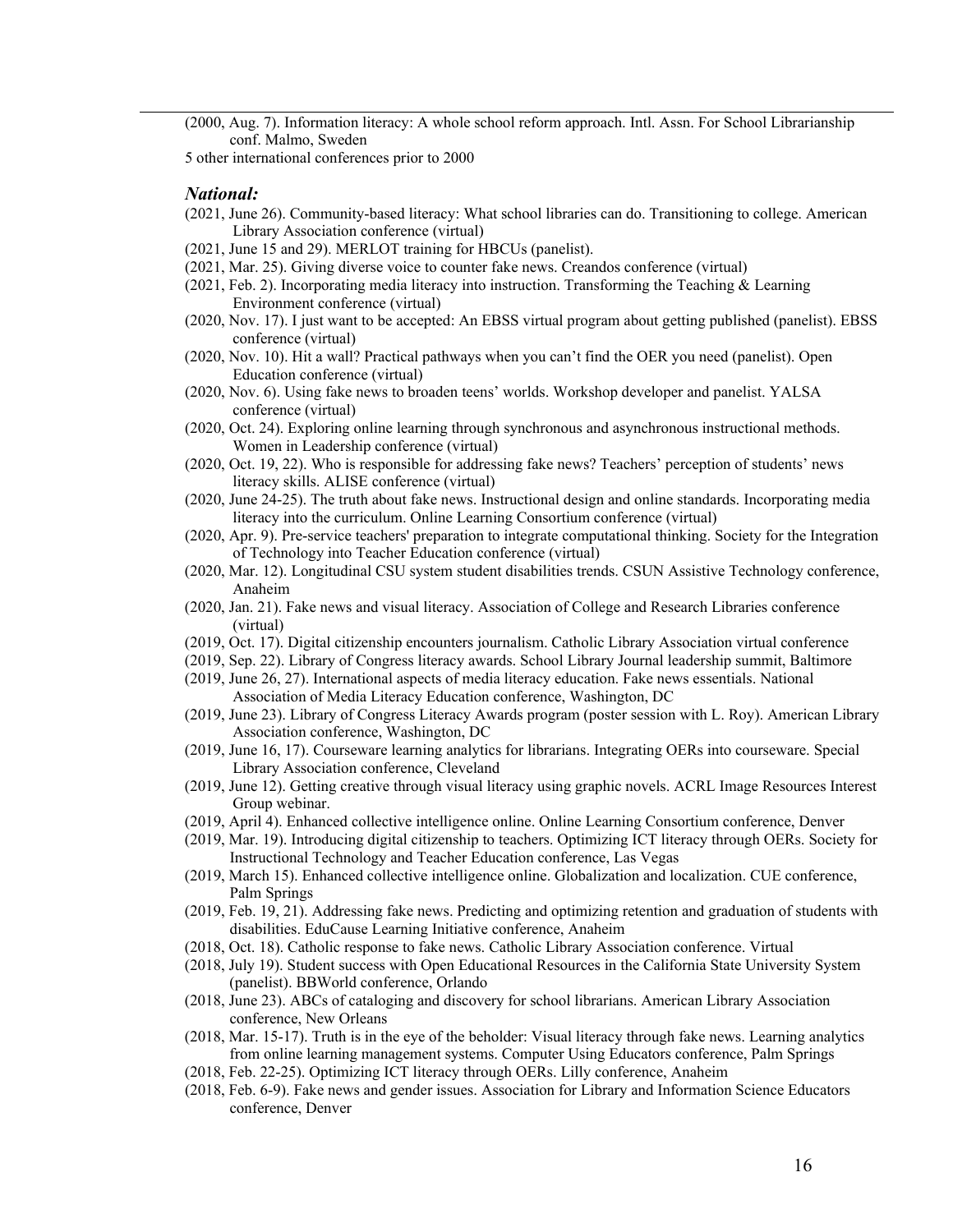(2000, Aug. 7). Information literacy: A whole school reform approach. Intl. Assn. For School Librarianship conf. Malmo, Sweden

5 other international conferences prior to 2000

### *National:*

(2021, June 26). Community-based literacy: What school libraries can do. Transitioning to college. American Library Association conference (virtual)

(2021, June 15 and 29). MERLOT training for HBCUs (panelist).

(2021, Mar. 25). Giving diverse voice to counter fake news. Creandos conference (virtual)

(2021, Feb. 2). Incorporating media literacy into instruction. Transforming the Teaching & Learning Environment conference (virtual)

(2020, Nov. 17). I just want to be accepted: An EBSS virtual program about getting published (panelist). EBSS conference (virtual)

(2020, Nov. 10). Hit a wall? Practical pathways when you can't find the OER you need (panelist). Open Education conference (virtual)

(2020, Nov. 6). Using fake news to broaden teens' worlds. Workshop developer and panelist. YALSA conference (virtual)

(2020, Oct. 24). Exploring online learning through synchronous and asynchronous instructional methods. Women in Leadership conference (virtual)

(2020, Oct. 19, 22). Who is responsible for addressing fake news? Teachers' perception of students' news literacy skills. ALISE conference (virtual)

(2020, June 24-25). The truth about fake news. Instructional design and online standards. Incorporating media literacy into the curriculum. Online Learning Consortium conference (virtual)

(2020, Apr. 9). Pre-service teachers' preparation to integrate computational thinking. Society for the Integration of Technology into Teacher Education conference (virtual)

(2020, Mar. 12). Longitudinal CSU system student disabilities trends. CSUN Assistive Technology conference, Anaheim

(2020, Jan. 21). Fake news and visual literacy. Association of College and Research Libraries conference (virtual)

(2019, Oct. 17). Digital citizenship encounters journalism. Catholic Library Association virtual conference

(2019, Sep. 22). Library of Congress literacy awards. School Library Journal leadership summit, Baltimore

(2019, June 26, 27). International aspects of media literacy education. Fake news essentials. National Association of Media Literacy Education conference, Washington, DC

(2019, June 23). Library of Congress Literacy Awards program (poster session with L. Roy). American Library Association conference, Washington, DC

(2019, June 16, 17). Courseware learning analytics for librarians. Integrating OERs into courseware. Special Library Association conference, Cleveland

(2019, June 12). Getting creative through visual literacy using graphic novels. ACRL Image Resources Interest Group webinar.

(2019, April 4). Enhanced collective intelligence online. Online Learning Consortium conference, Denver

(2019, Mar. 19). Introducing digital citizenship to teachers. Optimizing ICT literacy through OERs. Society for Instructional Technology and Teacher Education conference, Las Vegas

(2019, March 15). Enhanced collective intelligence online. Globalization and localization. CUE conference, Palm Springs

(2019, Feb. 19, 21). Addressing fake news. Predicting and optimizing retention and graduation of students with disabilities. EduCause Learning Initiative conference, Anaheim

(2018, Oct. 18). Catholic response to fake news. Catholic Library Association conference. Virtual

(2018, July 19). Student success with Open Educational Resources in the California State University System (panelist). BBWorld conference, Orlando

(2018, June 23). ABCs of cataloging and discovery for school librarians. American Library Association conference, New Orleans

(2018, Mar. 15-17). Truth is in the eye of the beholder: Visual literacy through fake news. Learning analytics from online learning management systems. Computer Using Educators conference, Palm Springs

(2018, Feb. 22-25). Optimizing ICT literacy through OERs. Lilly conference, Anaheim

(2018, Feb. 6-9). Fake news and gender issues. Association for Library and Information Science Educators conference, Denver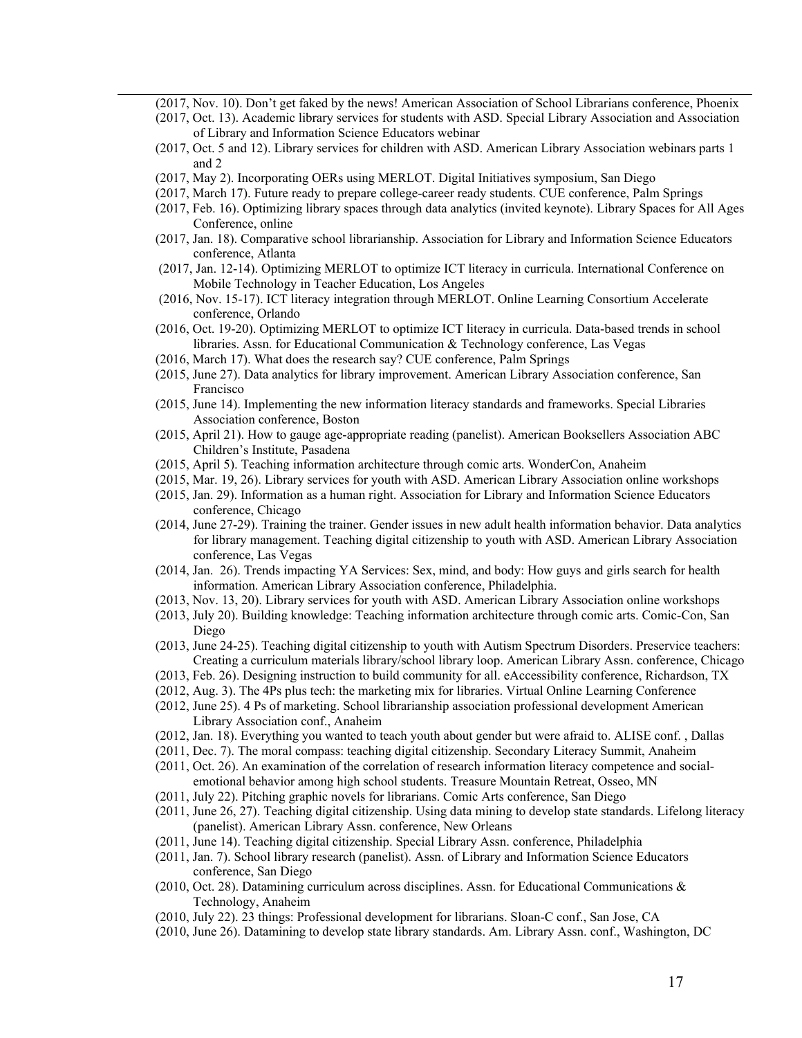(2017, Nov. 10). Don't get faked by the news! American Association of School Librarians conference, Phoenix

(2017, Oct. 13). Academic library services for students with ASD. Special Library Association and Association of Library and Information Science Educators webinar

(2017, Oct. 5 and 12). Library services for children with ASD. American Library Association webinars parts 1 and 2

(2017, May 2). Incorporating OERs using MERLOT. Digital Initiatives symposium, San Diego

(2017, March 17). Future ready to prepare college-career ready students. CUE conference, Palm Springs

(2017, Feb. 16). Optimizing library spaces through data analytics (invited keynote). Library Spaces for All Ages Conference, online

(2017, Jan. 18). Comparative school librarianship. Association for Library and Information Science Educators conference, Atlanta

(2017, Jan. 12-14). Optimizing MERLOT to optimize ICT literacy in curricula. International Conference on Mobile Technology in Teacher Education, Los Angeles

(2016, Nov. 15-17). ICT literacy integration through MERLOT. Online Learning Consortium Accelerate conference, Orlando

(2016, Oct. 19-20). Optimizing MERLOT to optimize ICT literacy in curricula. Data-based trends in school libraries. Assn. for Educational Communication & Technology conference, Las Vegas

(2016, March 17). What does the research say? CUE conference, Palm Springs

(2015, June 27). Data analytics for library improvement. American Library Association conference, San Francisco

(2015, June 14). Implementing the new information literacy standards and frameworks. Special Libraries Association conference, Boston

(2015, April 21). How to gauge age-appropriate reading (panelist). American Booksellers Association ABC Children's Institute, Pasadena

(2015, April 5). Teaching information architecture through comic arts. WonderCon, Anaheim

(2015, Mar. 19, 26). Library services for youth with ASD. American Library Association online workshops

(2015, Jan. 29). Information as a human right. Association for Library and Information Science Educators conference, Chicago

(2014, June 27-29). Training the trainer. Gender issues in new adult health information behavior. Data analytics for library management. Teaching digital citizenship to youth with ASD. American Library Association conference, Las Vegas

(2014, Jan. 26). Trends impacting YA Services: Sex, mind, and body: How guys and girls search for health information. American Library Association conference, Philadelphia.

(2013, Nov. 13, 20). Library services for youth with ASD. American Library Association online workshops

(2013, July 20). Building knowledge: Teaching information architecture through comic arts. Comic-Con, San Diego

(2013, June 24-25). Teaching digital citizenship to youth with Autism Spectrum Disorders. Preservice teachers: Creating a curriculum materials library/school library loop. American Library Assn. conference, Chicago

(2013, Feb. 26). Designing instruction to build community for all. eAccessibility conference, Richardson, TX

(2012, Aug. 3). The 4Ps plus tech: the marketing mix for libraries. Virtual Online Learning Conference

(2012, June 25). 4 Ps of marketing. School librarianship association professional development American Library Association conf., Anaheim

(2012, Jan. 18). Everything you wanted to teach youth about gender but were afraid to. ALISE conf. , Dallas

(2011, Dec. 7). The moral compass: teaching digital citizenship. Secondary Literacy Summit, Anaheim

(2011, Oct. 26). An examination of the correlation of research information literacy competence and social-emotional behavior among high school students. Treasure Mountain Retreat, Osseo, MN

(2011, July 22). Pitching graphic novels for librarians. Comic Arts conference, San Diego

(2011, June 26, 27). Teaching digital citizenship. Using data mining to develop state standards. Lifelong literacy (panelist). American Library Assn. conference, New Orleans

(2011, June 14). Teaching digital citizenship. Special Library Assn. conference, Philadelphia

(2011, Jan. 7). School library research (panelist). Assn. of Library and Information Science Educators conference, San Diego

(2010, Oct. 28). Datamining curriculum across disciplines. Assn. for Educational Communications & Technology, Anaheim

(2010, July 22). 23 things: Professional development for librarians. Sloan-C conf., San Jose, CA

(2010, June 26). Datamining to develop state library standards. Am. Library Assn. conf., Washington, DC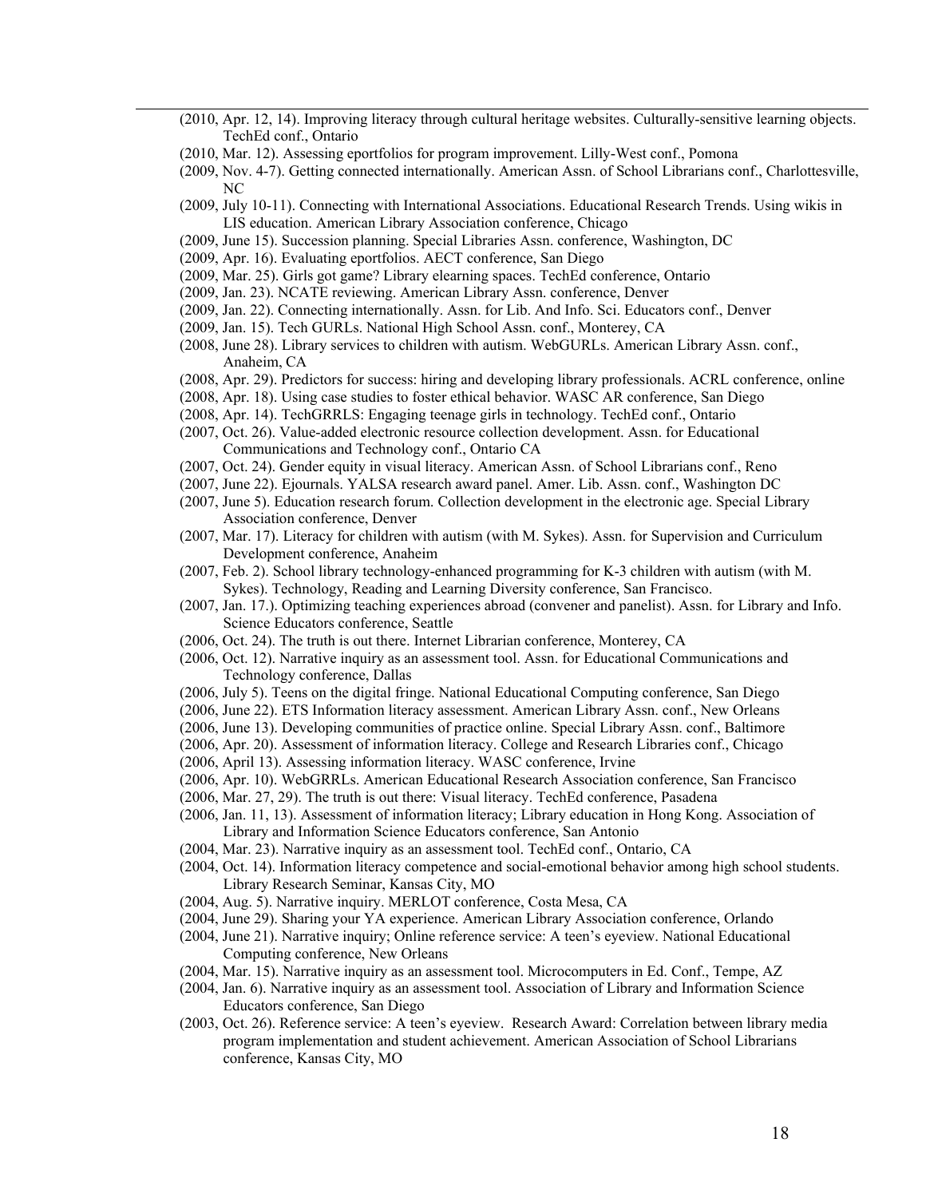(2010, Apr. 12, 14). Improving literacy through cultural heritage websites. Culturally-sensitive learning objects. TechEd conf., Ontario

(2010, Mar. 12). Assessing eportfolios for program improvement. Lilly-West conf., Pomona

(2009, Nov. 4-7). Getting connected internationally. American Assn. of School Librarians conf., Charlottesville, NC

(2009, July 10-11). Connecting with International Associations. Educational Research Trends. Using wikis in LIS education. American Library Association conference, Chicago

(2009, June 15). Succession planning. Special Libraries Assn. conference, Washington, DC

(2009, Apr. 16). Evaluating eportfolios. AECT conference, San Diego

(2009, Mar. 25). Girls got game? Library elearning spaces. TechEd conference, Ontario

(2009, Jan. 23). NCATE reviewing. American Library Assn. conference, Denver

(2009, Jan. 22). Connecting internationally. Assn. for Lib. And Info. Sci. Educators conf., Denver

(2009, Jan. 15). Tech GURLs. National High School Assn. conf., Monterey, CA

(2008, June 28). Library services to children with autism. WebGURLs. American Library Assn. conf., Anaheim, CA

(2008, Apr. 29). Predictors for success: hiring and developing library professionals. ACRL conference, online

(2008, Apr. 18). Using case studies to foster ethical behavior. WASC AR conference, San Diego

(2008, Apr. 14). TechGRRLS: Engaging teenage girls in technology. TechEd conf., Ontario

(2007, Oct. 26). Value-added electronic resource collection development. Assn. for Educational Communications and Technology conf., Ontario CA

(2007, Oct. 24). Gender equity in visual literacy. American Assn. of School Librarians conf., Reno

(2007, June 22). Ejournals. YALSA research award panel. Amer. Lib. Assn. conf., Washington DC

(2007, June 5). Education research forum. Collection development in the electronic age. Special Library Association conference, Denver

(2007, Mar. 17). Literacy for children with autism (with M. Sykes). Assn. for Supervision and Curriculum Development conference, Anaheim

(2007, Feb. 2). School library technology-enhanced programming for K-3 children with autism (with M. Sykes). Technology, Reading and Learning Diversity conference, San Francisco.

(2007, Jan. 17.). Optimizing teaching experiences abroad (convener and panelist). Assn. for Library and Info. Science Educators conference, Seattle

(2006, Oct. 24). The truth is out there. Internet Librarian conference, Monterey, CA

(2006, Oct. 12). Narrative inquiry as an assessment tool. Assn. for Educational Communications and Technology conference, Dallas

(2006, July 5). Teens on the digital fringe. National Educational Computing conference, San Diego

(2006, June 22). ETS Information literacy assessment. American Library Assn. conf., New Orleans

(2006, June 13). Developing communities of practice online. Special Library Assn. conf., Baltimore

(2006, Apr. 20). Assessment of information literacy. College and Research Libraries conf., Chicago

(2006, April 13). Assessing information literacy. WASC conference, Irvine

(2006, Apr. 10). WebGRRLs. American Educational Research Association conference, San Francisco

(2006, Mar. 27, 29). The truth is out there: Visual literacy. TechEd conference, Pasadena

(2006, Jan. 11, 13). Assessment of information literacy; Library education in Hong Kong. Association of Library and Information Science Educators conference, San Antonio

(2004, Mar. 23). Narrative inquiry as an assessment tool. TechEd conf., Ontario, CA

(2004, Oct. 14). Information literacy competence and social-emotional behavior among high school students. Library Research Seminar, Kansas City, MO

(2004, Aug. 5). Narrative inquiry. MERLOT conference, Costa Mesa, CA

(2004, June 29). Sharing your YA experience. American Library Association conference, Orlando

(2004, June 21). Narrative inquiry; Online reference service: A teen's eyeview. National Educational Computing conference, New Orleans

(2004, Mar. 15). Narrative inquiry as an assessment tool. Microcomputers in Ed. Conf., Tempe, AZ

(2004, Jan. 6). Narrative inquiry as an assessment tool. Association of Library and Information Science Educators conference, San Diego

(2003, Oct. 26). Reference service: A teen's eyeview. Research Award: Correlation between library media program implementation and student achievement. American Association of School Librarians conference, Kansas City, MO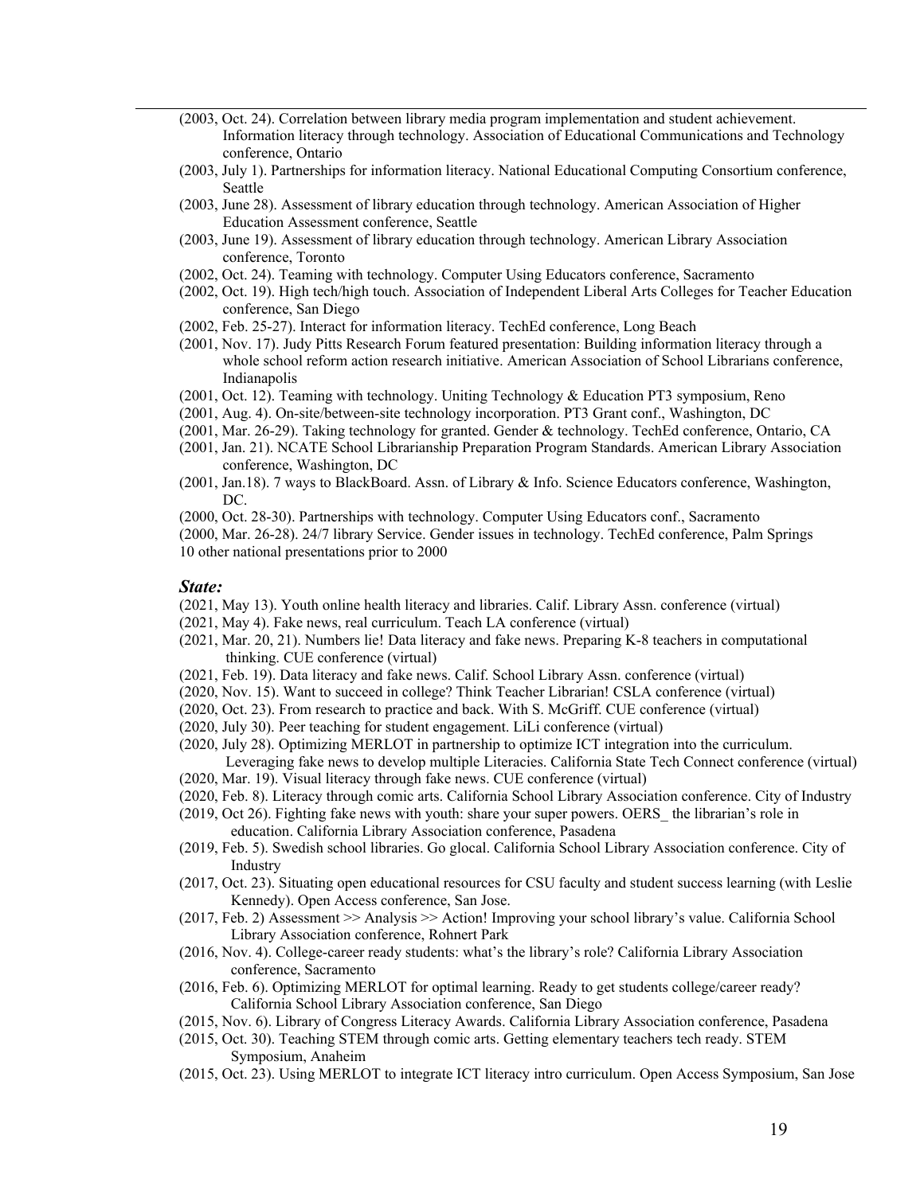(2003, Oct. 24). Correlation between library media program implementation and student achievement. Information literacy through technology. Association of Educational Communications and Technology conference, Ontario

(2003, July 1). Partnerships for information literacy. National Educational Computing Consortium conference, Seattle

(2003, June 28). Assessment of library education through technology. American Association of Higher Education Assessment conference, Seattle

(2003, June 19). Assessment of library education through technology. American Library Association conference, Toronto

(2002, Oct. 24). Teaming with technology. Computer Using Educators conference, Sacramento

(2002, Oct. 19). High tech/high touch. Association of Independent Liberal Arts Colleges for Teacher Education conference, San Diego

(2002, Feb. 25-27). Interact for information literacy. TechEd conference, Long Beach

(2001, Nov. 17). Judy Pitts Research Forum featured presentation: Building information literacy through a whole school reform action research initiative. American Association of School Librarians conference, Indianapolis

(2001, Oct. 12). Teaming with technology. Uniting Technology & Education PT3 symposium, Reno

(2001, Aug. 4). On-site/between-site technology incorporation. PT3 Grant conf., Washington, DC

(2001, Mar. 26-29). Taking technology for granted. Gender & technology. TechEd conference, Ontario, CA

(2001, Jan. 21). NCATE School Librarianship Preparation Program Standards. American Library Association conference, Washington, DC

(2001, Jan.18). 7 ways to BlackBoard. Assn. of Library & Info. Science Educators conference, Washington, DC.

(2000, Oct. 28-30). Partnerships with technology. Computer Using Educators conf., Sacramento

(2000, Mar. 26-28). 24/7 library Service. Gender issues in technology. TechEd conference, Palm Springs

10 other national presentations prior to 2000

### *State:*

(2021, May 13). Youth online health literacy and libraries. Calif. Library Assn. conference (virtual)

(2021, May 4). Fake news, real curriculum. Teach LA conference (virtual)

(2021, Mar. 20, 21). Numbers lie! Data literacy and fake news. Preparing K-8 teachers in computational thinking. CUE conference (virtual)

(2021, Feb. 19). Data literacy and fake news. Calif. School Library Assn. conference (virtual)

(2020, Nov. 15). Want to succeed in college? Think Teacher Librarian! CSLA conference (virtual)

(2020, Oct. 23). From research to practice and back. With S. McGriff. CUE conference (virtual)

(2020, July 30). Peer teaching for student engagement. LiLi conference (virtual)

(2020, July 28). Optimizing MERLOT in partnership to optimize ICT integration into the curriculum. Leveraging fake news to develop multiple Literacies. California State Tech Connect conference (virtual)

(2020, Mar. 19). Visual literacy through fake news. CUE conference (virtual)

(2020, Feb. 8). Literacy through comic arts. California School Library Association conference. City of Industry

(2019, Oct 26). Fighting fake news with youth: share your super powers. OERS_ the librarian's role in education. California Library Association conference, Pasadena

(2019, Feb. 5). Swedish school libraries. Go glocal. California School Library Association conference. City of Industry

(2017, Oct. 23). Situating open educational resources for CSU faculty and student success learning (with Leslie Kennedy). Open Access conference, San Jose.

(2017, Feb. 2) Assessment >> Analysis >> Action! Improving your school library's value. California School Library Association conference, Rohnert Park

(2016, Nov. 4). College-career ready students: what's the library's role? California Library Association conference, Sacramento

(2016, Feb. 6). Optimizing MERLOT for optimal learning. Ready to get students college/career ready? California School Library Association conference, San Diego

(2015, Nov. 6). Library of Congress Literacy Awards. California Library Association conference, Pasadena

(2015, Oct. 30). Teaching STEM through comic arts. Getting elementary teachers tech ready. STEM Symposium, Anaheim

(2015, Oct. 23). Using MERLOT to integrate ICT literacy intro curriculum. Open Access Symposium, San Jose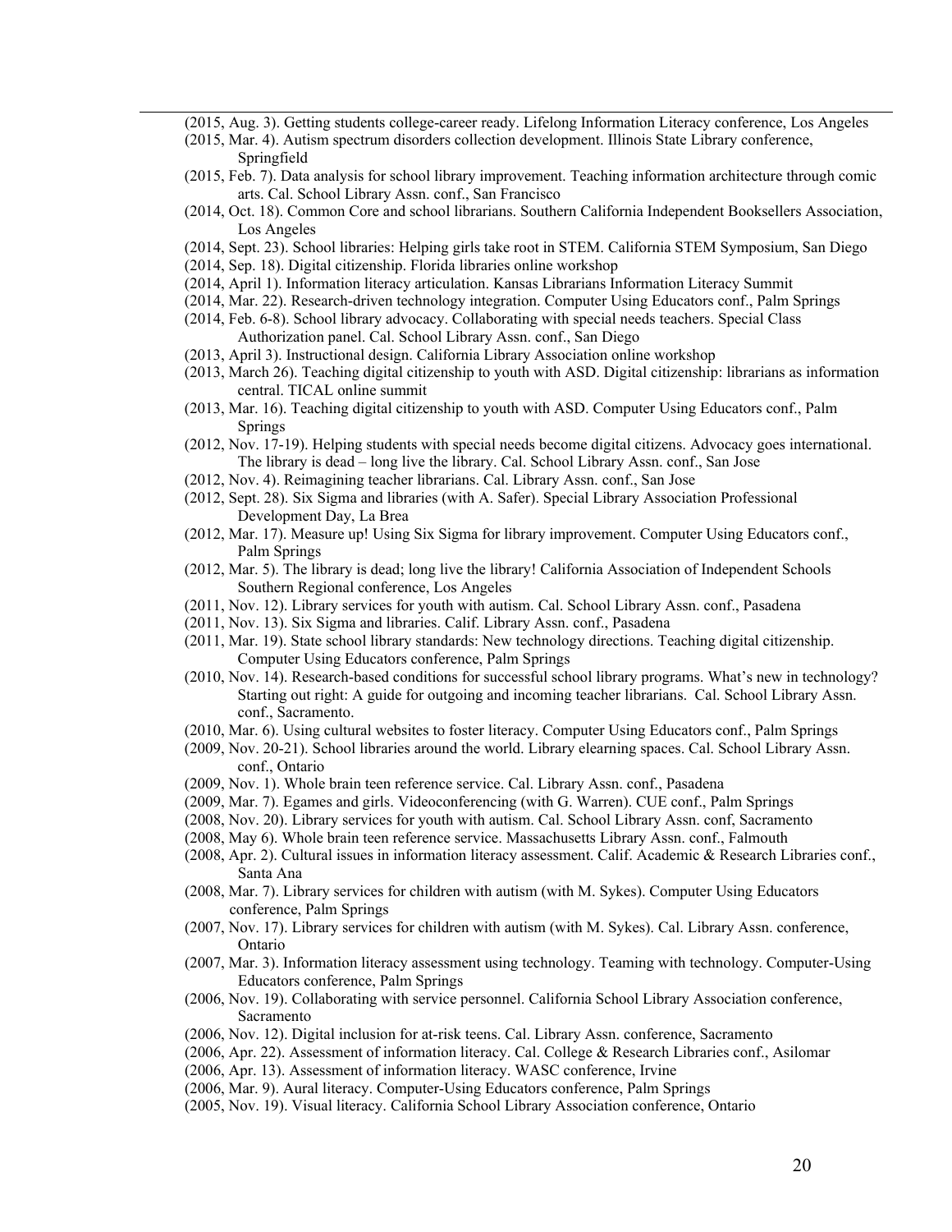(2015, Aug. 3). Getting students college-career ready. Lifelong Information Literacy conference, Los Angeles

(2015, Mar. 4). Autism spectrum disorders collection development. Illinois State Library conference, Springfield

(2015, Feb. 7). Data analysis for school library improvement. Teaching information architecture through comic arts. Cal. School Library Assn. conf., San Francisco

(2014, Oct. 18). Common Core and school librarians. Southern California Independent Booksellers Association, Los Angeles

(2014, Sept. 23). School libraries: Helping girls take root in STEM. California STEM Symposium, San Diego

(2014, Sep. 18). Digital citizenship. Florida libraries online workshop

(2014, April 1). Information literacy articulation. Kansas Librarians Information Literacy Summit

(2014, Mar. 22). Research-driven technology integration. Computer Using Educators conf., Palm Springs

(2014, Feb. 6-8). School library advocacy. Collaborating with special needs teachers. Special Class Authorization panel. Cal. School Library Assn. conf., San Diego

(2013, April 3). Instructional design. California Library Association online workshop

(2013, March 26). Teaching digital citizenship to youth with ASD. Digital citizenship: librarians as information central. TICAL online summit

(2013, Mar. 16). Teaching digital citizenship to youth with ASD. Computer Using Educators conf., Palm Springs

(2012, Nov. 17-19). Helping students with special needs become digital citizens. Advocacy goes international. The library is dead – long live the library. Cal. School Library Assn. conf., San Jose

(2012, Nov. 4). Reimagining teacher librarians. Cal. Library Assn. conf., San Jose

(2012, Sept. 28). Six Sigma and libraries (with A. Safer). Special Library Association Professional Development Day, La Brea

(2012, Mar. 17). Measure up! Using Six Sigma for library improvement. Computer Using Educators conf., Palm Springs

(2012, Mar. 5). The library is dead; long live the library! California Association of Independent Schools Southern Regional conference, Los Angeles

(2011, Nov. 12). Library services for youth with autism. Cal. School Library Assn. conf., Pasadena

(2011, Nov. 13). Six Sigma and libraries. Calif. Library Assn. conf., Pasadena

(2011, Mar. 19). State school library standards: New technology directions. Teaching digital citizenship. Computer Using Educators conference, Palm Springs

(2010, Nov. 14). Research-based conditions for successful school library programs. What's new in technology? Starting out right: A guide for outgoing and incoming teacher librarians. Cal. School Library Assn. conf., Sacramento.

(2010, Mar. 6). Using cultural websites to foster literacy. Computer Using Educators conf., Palm Springs

(2009, Nov. 20-21). School libraries around the world. Library elearning spaces. Cal. School Library Assn. conf., Ontario

(2009, Nov. 1). Whole brain teen reference service. Cal. Library Assn. conf., Pasadena

(2009, Mar. 7). Egames and girls. Videoconferencing (with G. Warren). CUE conf., Palm Springs

(2008, Nov. 20). Library services for youth with autism. Cal. School Library Assn. conf, Sacramento

(2008, May 6). Whole brain teen reference service. Massachusetts Library Assn. conf., Falmouth

(2008, Apr. 2). Cultural issues in information literacy assessment. Calif. Academic & Research Libraries conf., Santa Ana

(2008, Mar. 7). Library services for children with autism (with M. Sykes). Computer Using Educators conference, Palm Springs

(2007, Nov. 17). Library services for children with autism (with M. Sykes). Cal. Library Assn. conference, Ontario

(2007, Mar. 3). Information literacy assessment using technology. Teaming with technology. Computer-Using Educators conference, Palm Springs

(2006, Nov. 19). Collaborating with service personnel. California School Library Association conference, Sacramento

(2006, Nov. 12). Digital inclusion for at-risk teens. Cal. Library Assn. conference, Sacramento

(2006, Apr. 22). Assessment of information literacy. Cal. College & Research Libraries conf., Asilomar

(2006, Apr. 13). Assessment of information literacy. WASC conference, Irvine

(2006, Mar. 9). Aural literacy. Computer-Using Educators conference, Palm Springs

(2005, Nov. 19). Visual literacy. California School Library Association conference, Ontario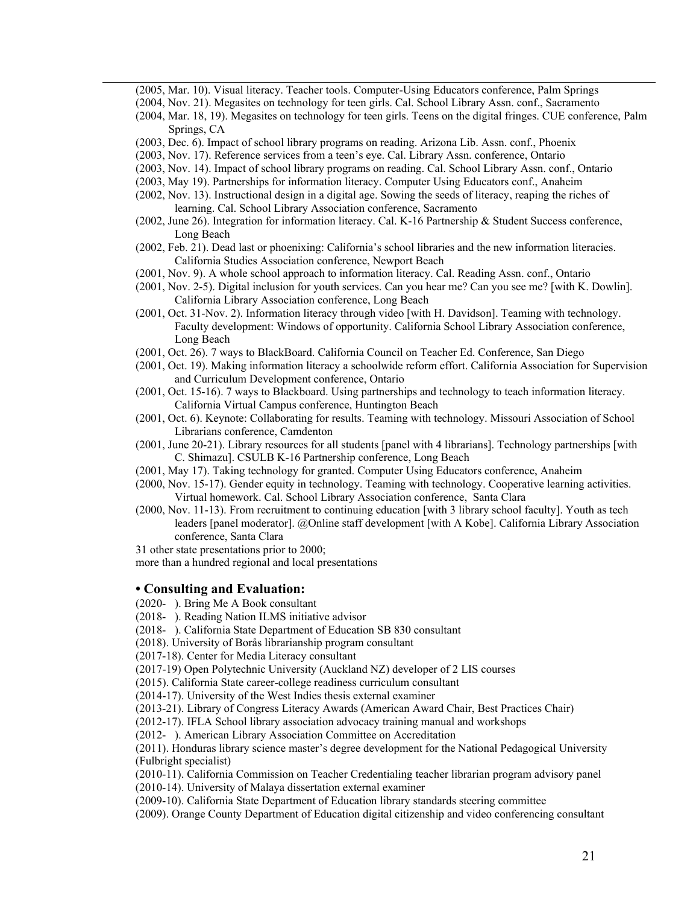(2005, Mar. 10). Visual literacy. Teacher tools. Computer-Using Educators conference, Palm Springs

(2004, Nov. 21). Megasites on technology for teen girls. Cal. School Library Assn. conf., Sacramento

(2004, Mar. 18, 19). Megasites on technology for teen girls. Teens on the digital fringes. CUE conference, Palm Springs, CA

(2003, Dec. 6). Impact of school library programs on reading. Arizona Lib. Assn. conf., Phoenix

(2003, Nov. 17). Reference services from a teen's eye. Cal. Library Assn. conference, Ontario

(2003, Nov. 14). Impact of school library programs on reading. Cal. School Library Assn. conf., Ontario

(2003, May 19). Partnerships for information literacy. Computer Using Educators conf., Anaheim

(2002, Nov. 13). Instructional design in a digital age. Sowing the seeds of literacy, reaping the riches of learning. Cal. School Library Association conference, Sacramento

(2002, June 26). Integration for information literacy. Cal. K-16 Partnership & Student Success conference, Long Beach

(2002, Feb. 21). Dead last or phoenixing: California's school libraries and the new information literacies. California Studies Association conference, Newport Beach

(2001, Nov. 9). A whole school approach to information literacy. Cal. Reading Assn. conf., Ontario

(2001, Nov. 2-5). Digital inclusion for youth services. Can you hear me? Can you see me? [with K. Dowlin]. California Library Association conference, Long Beach

(2001, Oct. 31-Nov. 2). Information literacy through video [with H. Davidson]. Teaming with technology. Faculty development: Windows of opportunity. California School Library Association conference, Long Beach

(2001, Oct. 26). 7 ways to BlackBoard. California Council on Teacher Ed. Conference, San Diego

(2001, Oct. 19). Making information literacy a schoolwide reform effort. California Association for Supervision and Curriculum Development conference, Ontario

(2001, Oct. 15-16). 7 ways to Blackboard. Using partnerships and technology to teach information literacy. California Virtual Campus conference, Huntington Beach

(2001, Oct. 6). Keynote: Collaborating for results. Teaming with technology. Missouri Association of School Librarians conference, Camdenton

(2001, June 20-21). Library resources for all students [panel with 4 librarians]. Technology partnerships [with C. Shimazu]. CSULB K-16 Partnership conference, Long Beach

(2001, May 17). Taking technology for granted. Computer Using Educators conference, Anaheim

(2000, Nov. 15-17). Gender equity in technology. Teaming with technology. Cooperative learning activities. Virtual homework. Cal. School Library Association conference, Santa Clara

(2000, Nov. 11-13). From recruitment to continuing education [with 3 library school faculty]. Youth as tech leaders [panel moderator]. @Online staff development [with A Kobe]. California Library Association conference, Santa Clara

31 other state presentations prior to 2000;
more than a hundred regional and local presentations

### • Consulting and Evaluation:

(2020- ). Bring Me A Book consultant

(2018- ). Reading Nation ILMS initiative advisor

(2018- ). California State Department of Education SB 830 consultant

(2018). University of Borås librarianship program consultant

(2017-18). Center for Media Literacy consultant

(2017-19) Open Polytechnic University (Auckland NZ) developer of 2 LIS courses

(2015). California State career-college readiness curriculum consultant

(2014-17). University of the West Indies thesis external examiner

(2013-21). Library of Congress Literacy Awards (American Award Chair, Best Practices Chair)

(2012-17). IFLA School library association advocacy training manual and workshops

(2012- ). American Library Association Committee on Accreditation

(2011). Honduras library science master's degree development for the National Pedagogical University (Fulbright specialist)

(2010-11). California Commission on Teacher Credentialing teacher librarian program advisory panel

(2010-14). University of Malaya dissertation external examiner

(2009-10). California State Department of Education library standards steering committee

(2009). Orange County Department of Education digital citizenship and video conferencing consultant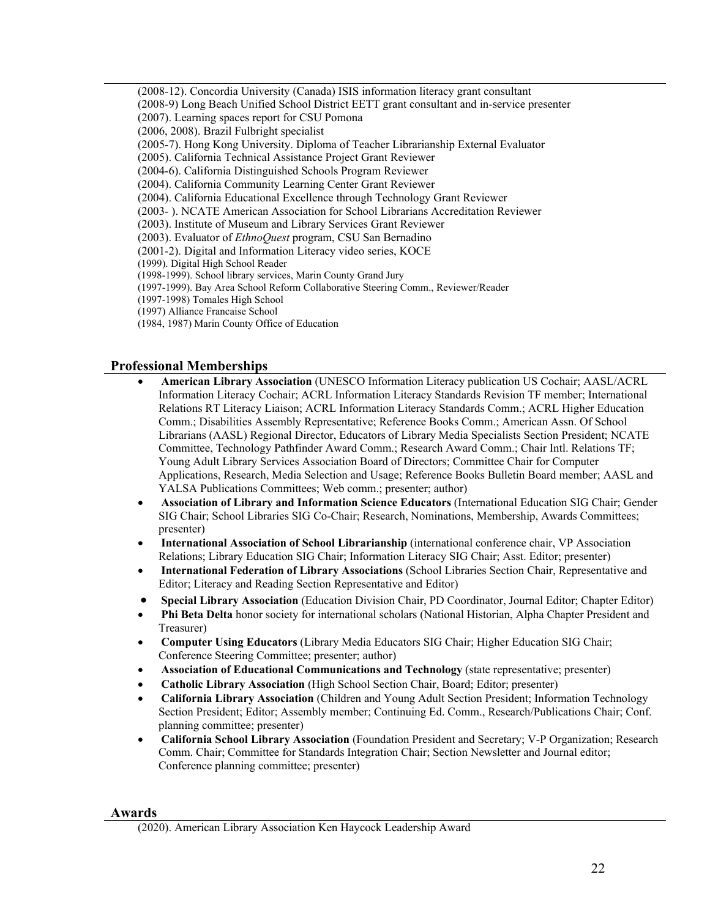(2008-12). Concordia University (Canada) ISIS information literacy grant consultant
(2008-9) Long Beach Unified School District EETT grant consultant and in-service presenter
(2007). Learning spaces report for CSU Pomona
(2006, 2008). Brazil Fulbright specialist
(2005-7). Hong Kong University. Diploma of Teacher Librarianship External Evaluator
(2005). California Technical Assistance Project Grant Reviewer
(2004-6). California Distinguished Schools Program Reviewer
(2004). California Community Learning Center Grant Reviewer
(2004). California Educational Excellence through Technology Grant Reviewer
(2003- ). NCATE American Association for School Librarians Accreditation Reviewer
(2003). Institute of Museum and Library Services Grant Reviewer
(2003). Evaluator of *EthnoQuest* program, CSU San Bernadino
(2001-2). Digital and Information Literacy video series, KOCE
(1999). Digital High School Reader
(1998-1999). School library services, Marin County Grand Jury
(1997-1999). Bay Area School Reform Collaborative Steering Comm., Reviewer/Reader
(1997-1998) Tomales High School
(1997) Alliance Francaise School
(1984, 1987) Marin County Office of Education

## Professional Memberships

- **American Library Association** (UNESCO Information Literacy publication US Cochair; AASL/ACRL Information Literacy Cochair; ACRL Information Literacy Standards Revision TF member; International Relations RT Literacy Liaison; ACRL Information Literacy Standards Comm.; ACRL Higher Education Comm.; Disabilities Assembly Representative; Reference Books Comm.; American Assn. Of School Librarians (AASL) Regional Director, Educators of Library Media Specialists Section President; NCATE Committee, Technology Pathfinder Award Comm.; Research Award Comm.; Chair Intl. Relations TF; Young Adult Library Services Association Board of Directors; Committee Chair for Computer Applications, Research, Media Selection and Usage; Reference Books Bulletin Board member; AASL and YALSA Publications Committees; Web comm.; presenter; author)
- **Association of Library and Information Science Educators** (International Education SIG Chair; Gender SIG Chair; School Libraries SIG Co-Chair; Research, Nominations, Membership, Awards Committees; presenter)
- **International Association of School Librarianship** (international conference chair, VP Association Relations; Library Education SIG Chair; Information Literacy SIG Chair; Asst. Editor; presenter)
- **International Federation of Library Associations** (School Libraries Section Chair, Representative and Editor; Literacy and Reading Section Representative and Editor)
- **Special Library Association** (Education Division Chair, PD Coordinator, Journal Editor; Chapter Editor)
- **Phi Beta Delta** honor society for international scholars (National Historian, Alpha Chapter President and Treasurer)
- **Computer Using Educators** (Library Media Educators SIG Chair; Higher Education SIG Chair; Conference Steering Committee; presenter; author)
- **Association of Educational Communications and Technology** (state representative; presenter)
- **Catholic Library Association** (High School Section Chair, Board; Editor; presenter)
- **California Library Association** (Children and Young Adult Section President; Information Technology Section President; Editor; Assembly member; Continuing Ed. Comm., Research/Publications Chair; Conf. planning committee; presenter)
- **California School Library Association** (Foundation President and Secretary; V-P Organization; Research Comm. Chair; Committee for Standards Integration Chair; Section Newsletter and Journal editor; Conference planning committee; presenter)

## Awards

(2020). American Library Association Ken Haycock Leadership Award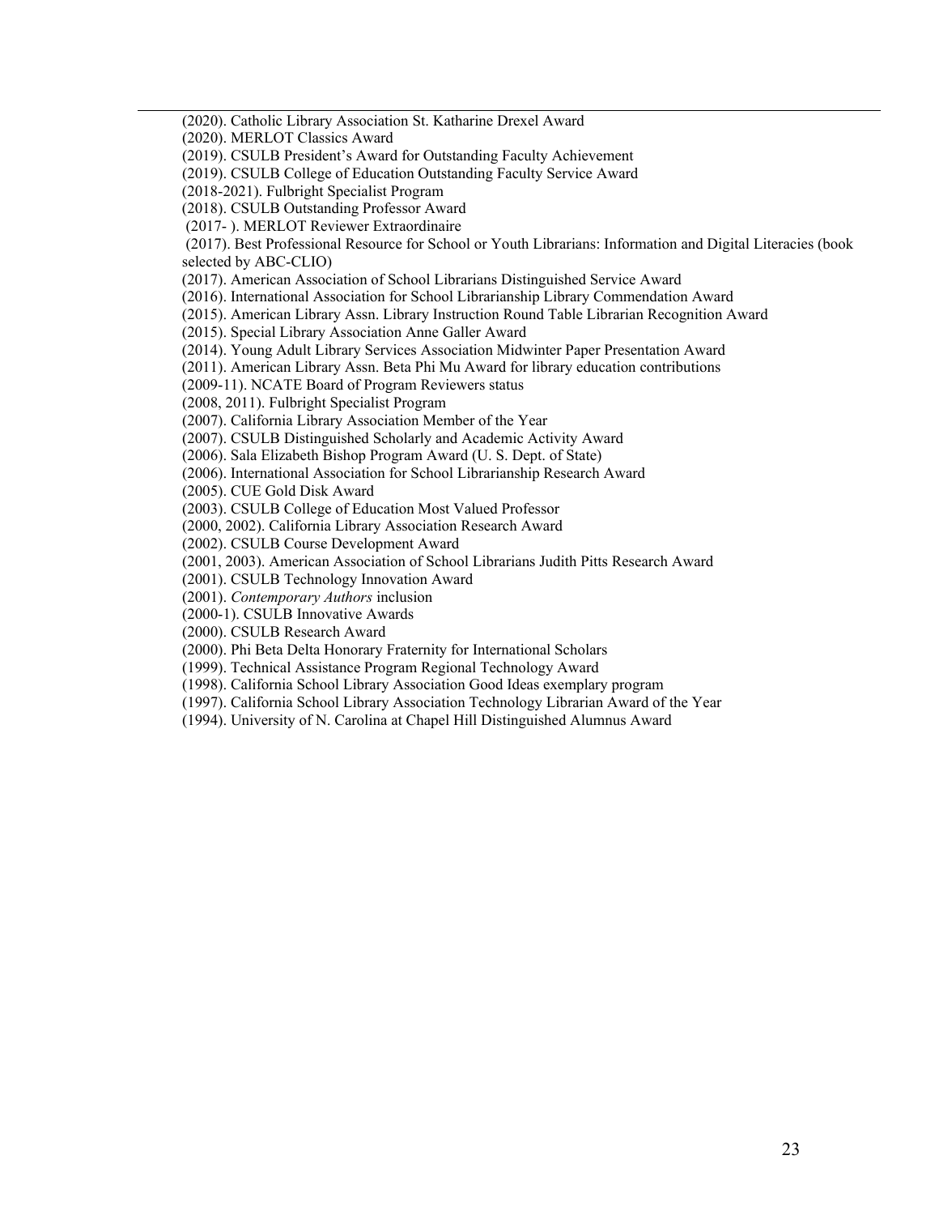(2020). Catholic Library Association St. Katharine Drexel Award  
(2020). MERLOT Classics Award  
(2019). CSULB President's Award for Outstanding Faculty Achievement  
(2019). CSULB College of Education Outstanding Faculty Service Award  
(2018-2021). Fulbright Specialist Program  
(2018). CSULB Outstanding Professor Award  
(2017- ). MERLOT Reviewer Extraordinaire  
(2017). Best Professional Resource for School or Youth Librarians: Information and Digital Literacies (book selected by ABC-CLIO)  
(2017). American Association of School Librarians Distinguished Service Award  
(2016). International Association for School Librarianship Library Commendation Award  
(2015). American Library Assn. Library Instruction Round Table Librarian Recognition Award  
(2015). Special Library Association Anne Galler Award  
(2014). Young Adult Library Services Association Midwinter Paper Presentation Award  
(2011). American Library Assn. Beta Phi Mu Award for library education contributions  
(2009-11). NCATE Board of Program Reviewers status  
(2008, 2011). Fulbright Specialist Program  
(2007). California Library Association Member of the Year  
(2007). CSULB Distinguished Scholarly and Academic Activity Award  
(2006). Sala Elizabeth Bishop Program Award (U. S. Dept. of State)  
(2006). International Association for School Librarianship Research Award  
(2005). CUE Gold Disk Award  
(2003). CSULB College of Education Most Valued Professor  
(2000, 2002). California Library Association Research Award  
(2002). CSULB Course Development Award  
(2001, 2003). American Association of School Librarians Judith Pitts Research Award  
(2001). CSULB Technology Innovation Award  
(2001). *Contemporary Authors* inclusion  
(2000-1). CSULB Innovative Awards  
(2000). CSULB Research Award  
(2000). Phi Beta Delta Honorary Fraternity for International Scholars  
(1999). Technical Assistance Program Regional Technology Award  
(1998). California School Library Association Good Ideas exemplary program  
(1997). California School Library Association Technology Librarian Award of the Year  
(1994). University of N. Carolina at Chapel Hill Distinguished Alumnus Award